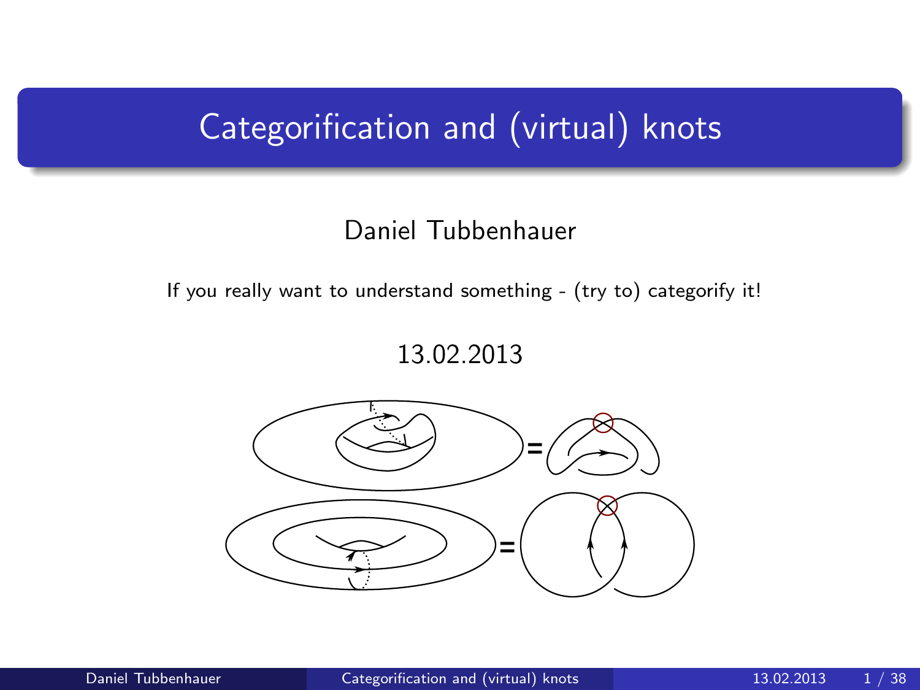# Categorification and (virtual) knots

Daniel Tubbenhauer

If you really want to understand something - (try to) categorify it!

13.02.2013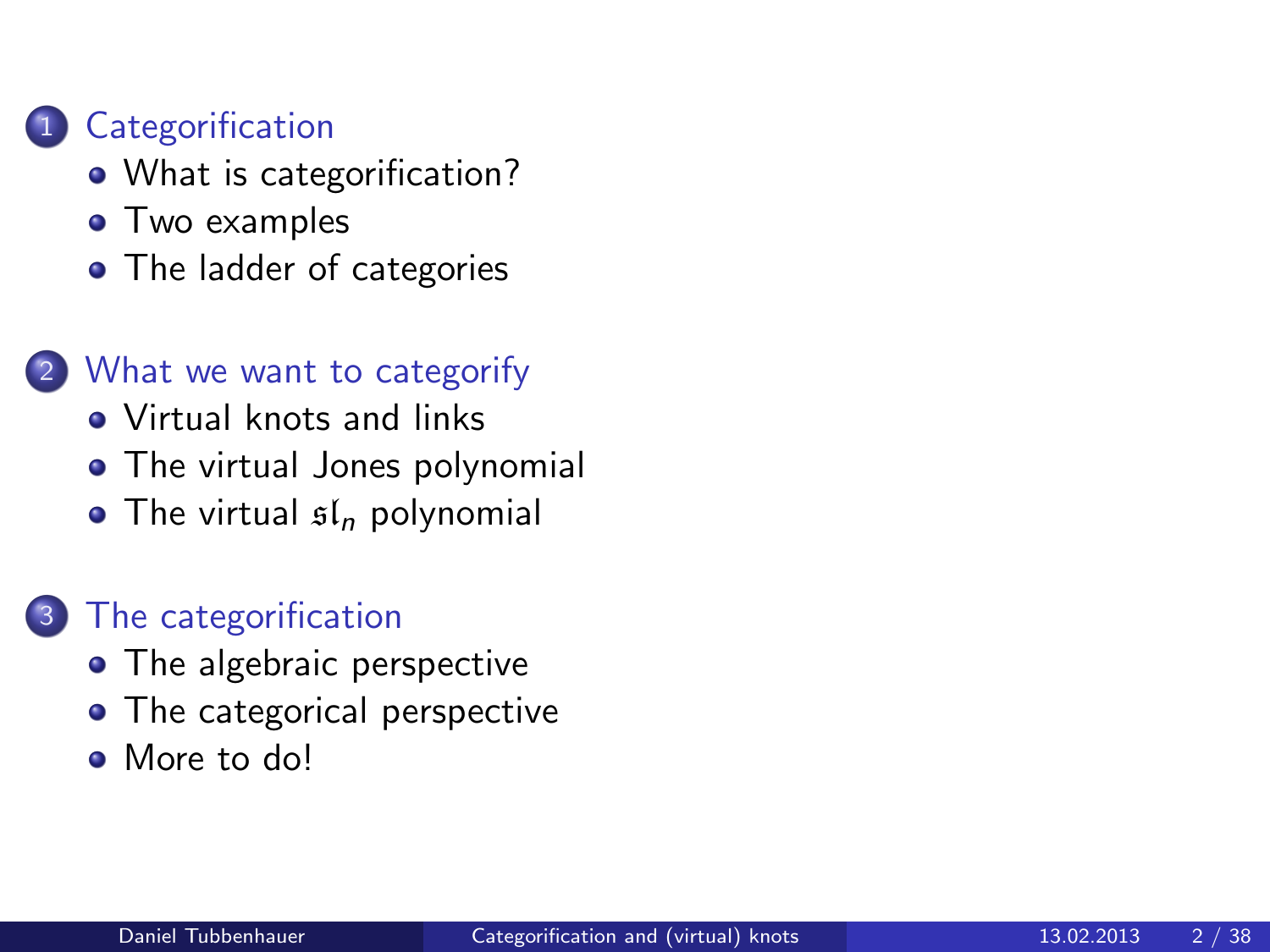1. Categorification
   - What is categorification?
   - Two examples
   - The ladder of categories

2. What we want to categorify
   - Virtual knots and links
   - The virtual Jones polynomial
   - The virtual $\mathfrak{sl}_n$ polynomial

3. The categorification
   - The algebraic perspective
   - The categorical perspective
   - More to do!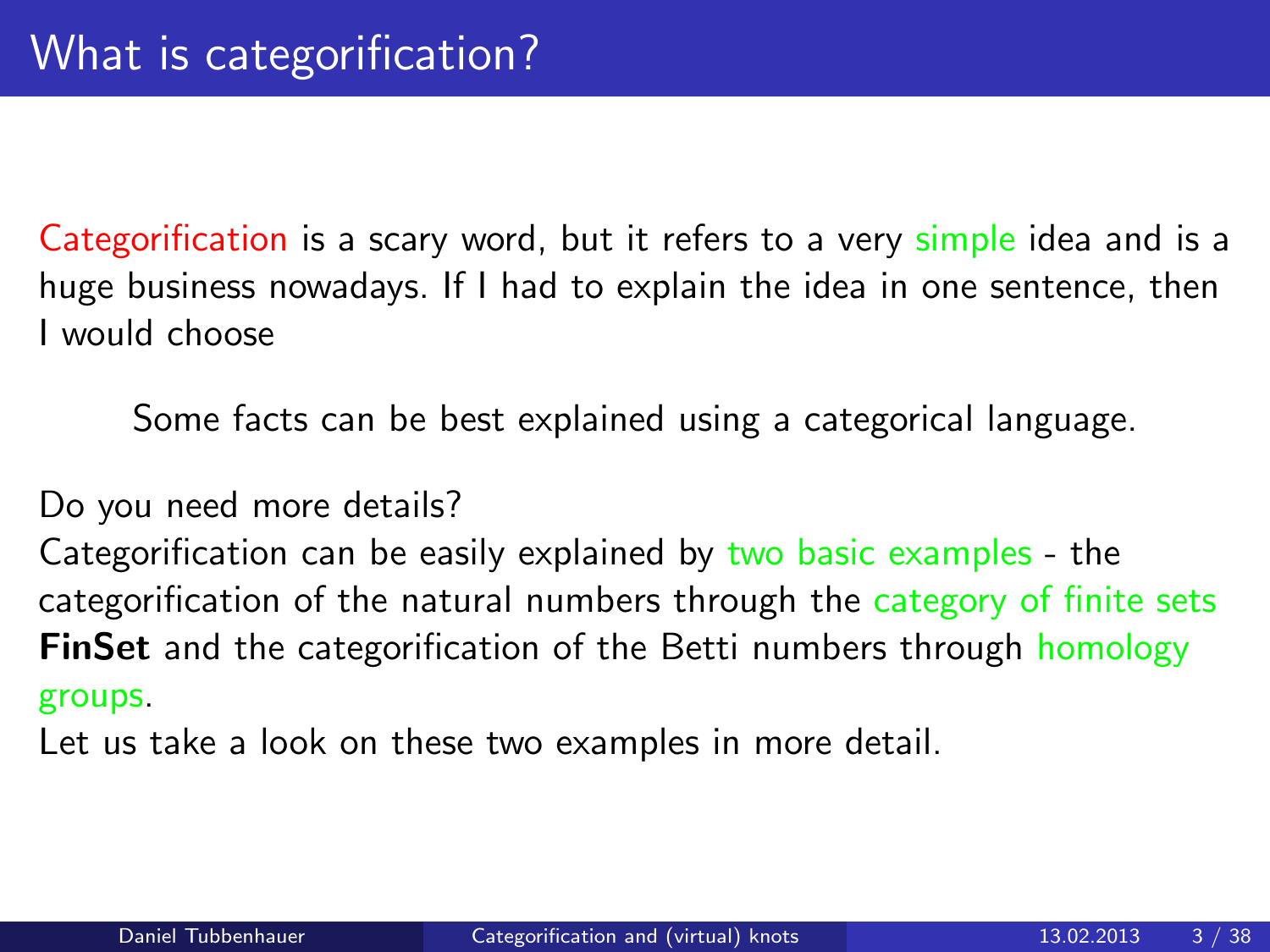# What is categorification?

Categorification is a scary word, but it refers to a very simple idea and is a huge business nowadays. If I had to explain the idea in one sentence, then I would choose

> Some facts can be best explained using a categorical language.

Do you need more details?
Categorification can be easily explained by two basic examples - the categorification of the natural numbers through the category of finite sets **FinSet** and the categorification of the Betti numbers through homology groups.
Let us take a look on these two examples in more detail.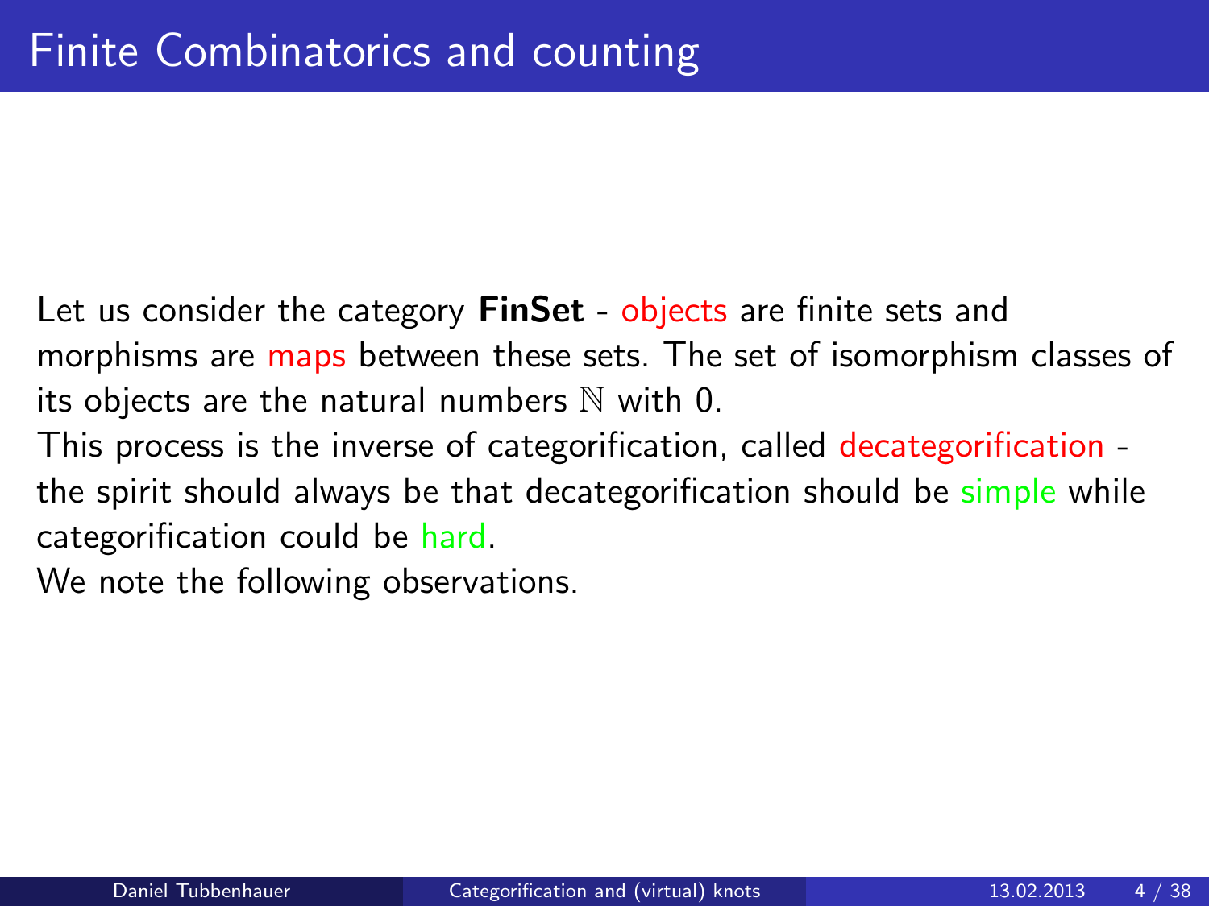# Finite Combinatorics and counting

Let us consider the category **FinSet** - objects are finite sets and morphisms are maps between these sets. The set of isomorphism classes of its objects are the natural numbers $\mathbb{N}$ with 0.

This process is the inverse of categorification, called decategorification - the spirit should always be that decategorification should be simple while categorification could be hard.

We note the following observations.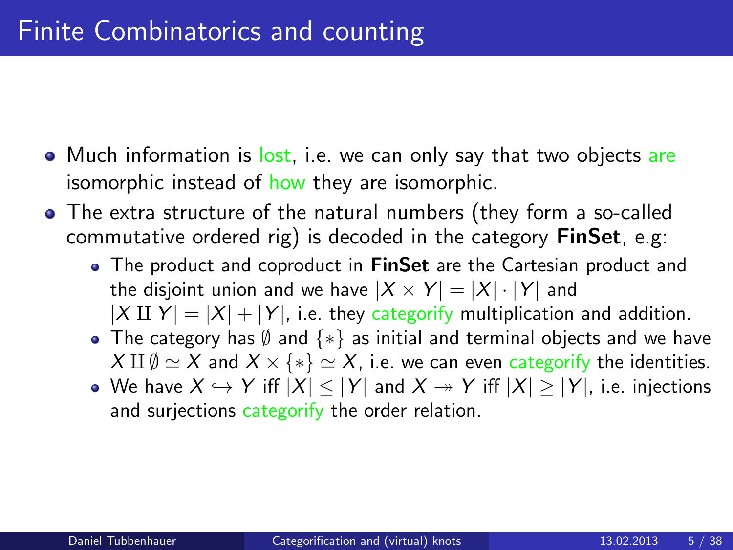# Finite Combinatorics and counting

- Much information is lost, i.e. we can only say that two objects are isomorphic instead of how they are isomorphic.
- The extra structure of the natural numbers (they form a so-called commutative ordered rig) is decoded in the category **FinSet**, e.g:
  - The product and coproduct in **FinSet** are the Cartesian product and the disjoint union and we have $|X \times Y| = |X| \cdot |Y|$ and $|X \amalg Y| = |X| + |Y|$, i.e. they categorify multiplication and addition.
  - The category has $\emptyset$ and $\{*\}$ as initial and terminal objects and we have $X \amalg \emptyset \simeq X$ and $X \times \{*\} \simeq X$, i.e. we can even categorify the identities.
  - We have $X \hookrightarrow Y$ iff $|X| \leq |Y|$ and $X \twoheadrightarrow Y$ iff $|X| \geq |Y|$, i.e. injections and surjections categorify the order relation.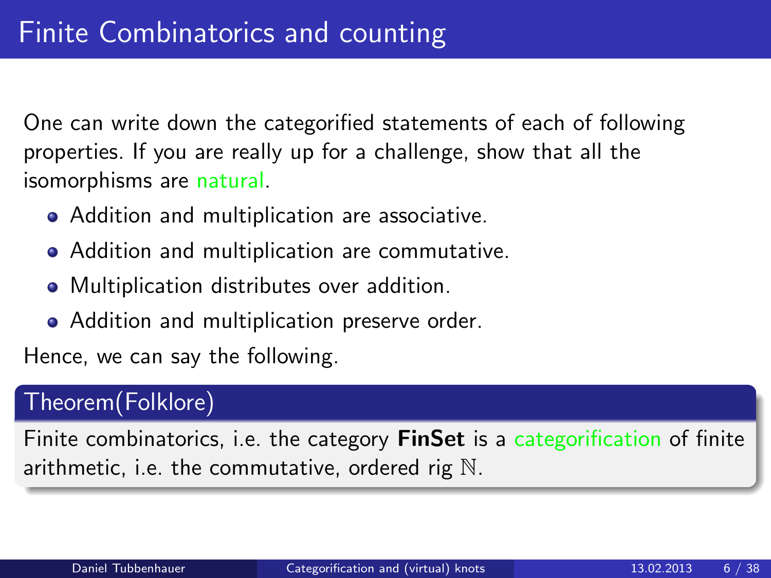# Finite Combinatorics and counting

One can write down the categorified statements of each of following properties. If you are really up for a challenge, show that all the isomorphisms are natural.

- Addition and multiplication are associative.
- Addition and multiplication are commutative.
- Multiplication distributes over addition.
- Addition and multiplication preserve order.

Hence, we can say the following.

**Theorem(Folklore)**

Finite combinatorics, i.e. the category **FinSet** is a categorification of finite arithmetic, i.e. the commutative, ordered rig $\mathbb{N}$.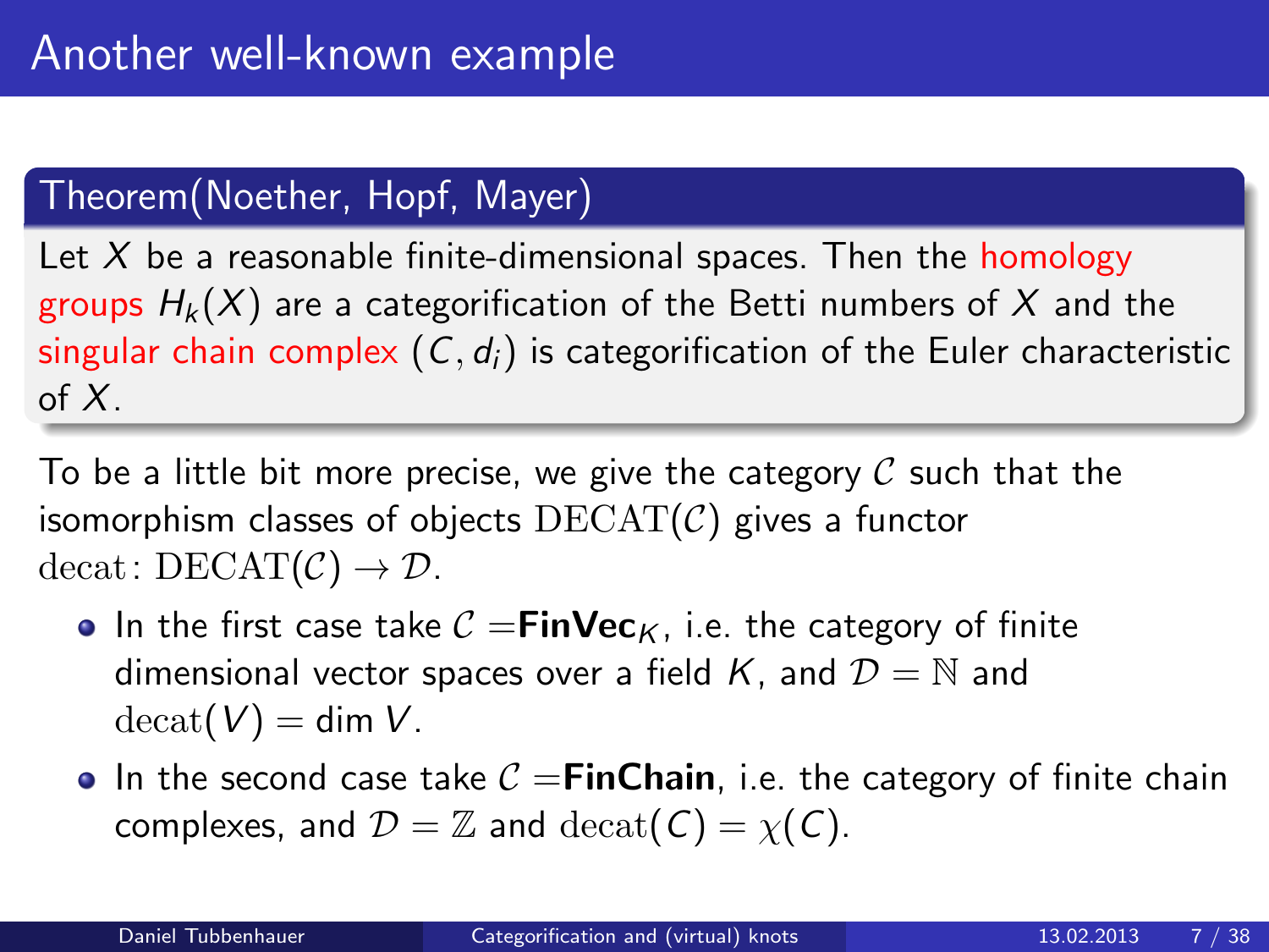# Another well-known example

**Theorem(Noether, Hopf, Mayer)**

Let $X$ be a reasonable finite-dimensional spaces. Then the homology groups $H_k(X)$ are a categorification of the Betti numbers of $X$ and the singular chain complex $(C, d_i)$ is categorification of the Euler characteristic of $X$.

To be a little bit more precise, we give the category $\mathcal{C}$ such that the isomorphism classes of objects $\mathrm{DECAT}(\mathcal{C})$ gives a functor $\mathrm{decat}\colon \mathrm{DECAT}(\mathcal{C}) \to \mathcal{D}$.

- In the first case take $\mathcal{C} =$**FinVec**$_K$, i.e. the category of finite dimensional vector spaces over a field $K$, and $\mathcal{D} = \mathbb{N}$ and $\mathrm{decat}(V) = \dim V$.
- In the second case take $\mathcal{C} =$**FinChain**, i.e. the category of finite chain complexes, and $\mathcal{D} = \mathbb{Z}$ and $\mathrm{decat}(C) = \chi(C)$.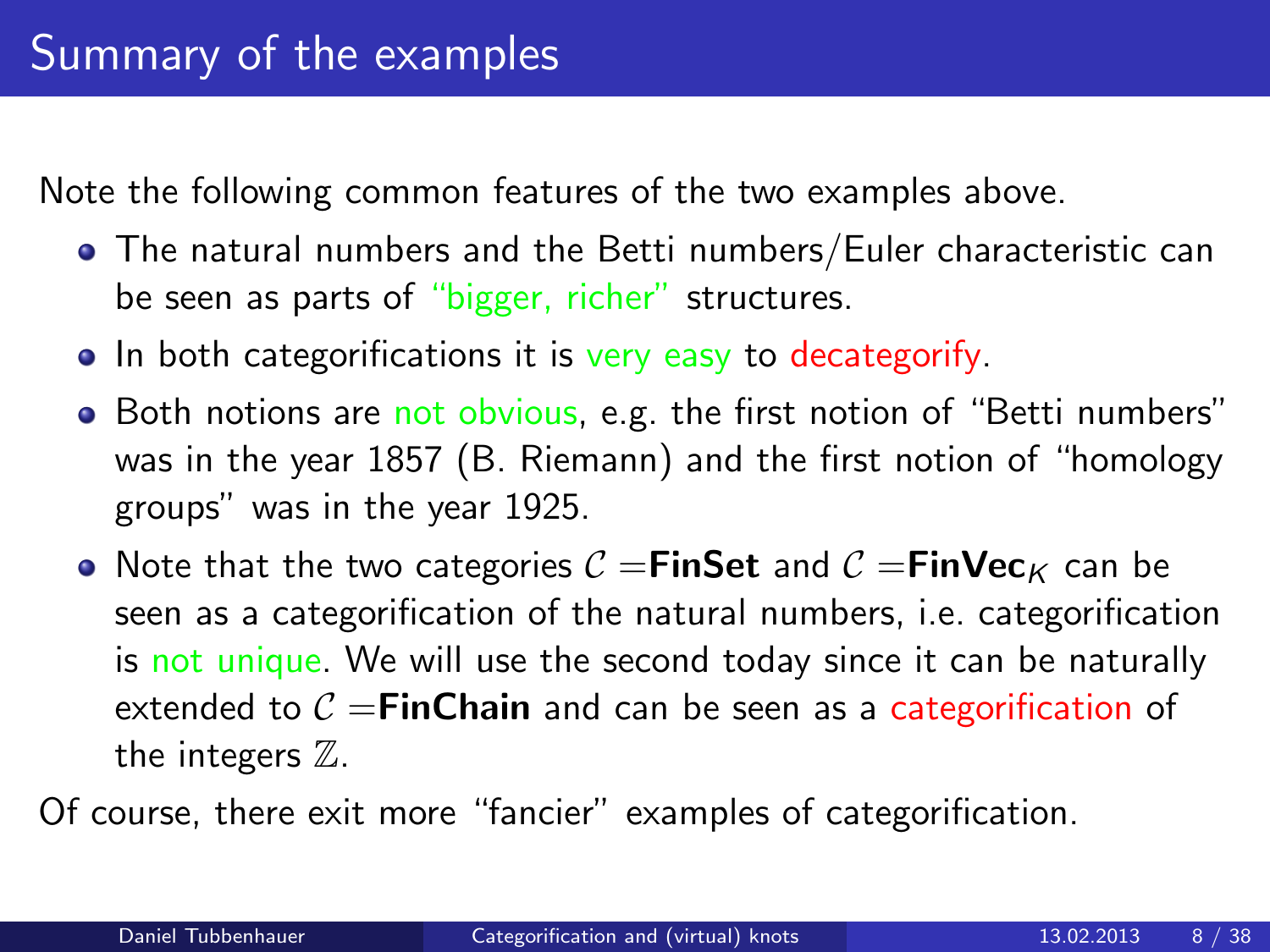# Summary of the examples

Note the following common features of the two examples above.

- The natural numbers and the Betti numbers/Euler characteristic can be seen as parts of "bigger, richer" structures.
- In both categorifications it is very easy to decategorify.
- Both notions are not obvious, e.g. the first notion of "Betti numbers" was in the year 1857 (B. Riemann) and the first notion of "homology groups" was in the year 1925.
- Note that the two categories $\mathcal{C} = \mathbf{FinSet}$ and $\mathcal{C} = \mathbf{FinVec}_K$ can be seen as a categorification of the natural numbers, i.e. categorification is not unique. We will use the second today since it can be naturally extended to $\mathcal{C} = \mathbf{FinChain}$ and can be seen as a categorification of the integers $\mathbb{Z}$.

Of course, there exit more "fancier" examples of categorification.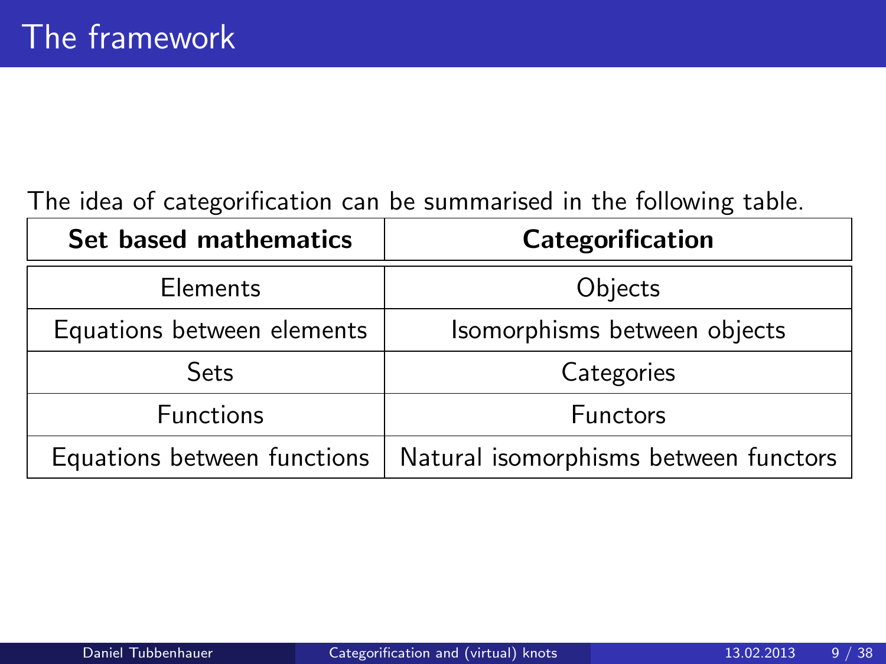# The framework

The idea of categorification can be summarised in the following table.

| **Set based mathematics** | **Categorification** |
|---|---|
| Elements | Objects |
| Equations between elements | Isomorphisms between objects |
| Sets | Categories |
| Functions | Functors |
| Equations between functions | Natural isomorphisms between functors |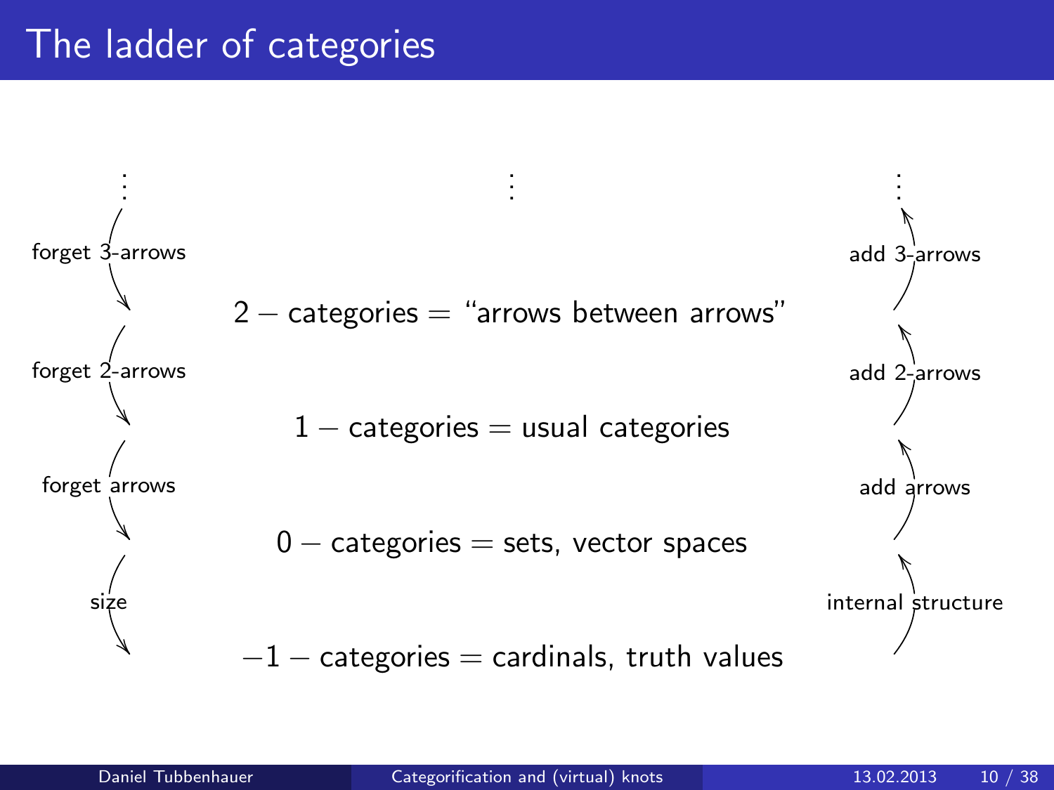# The ladder of categories

$\vdots$

forget 3-arrows ↓ | add 3-arrows ↑

$2-$ categories $=$ "arrows between arrows"

forget 2-arrows ↓ | add 2-arrows ↑

$1-$ categories $=$ usual categories

forget arrows ↓ | add arrows ↑

$0-$ categories $=$ sets, vector spaces

size ↓ | internal structure ↑

$-1-$ categories $=$ cardinals, truth values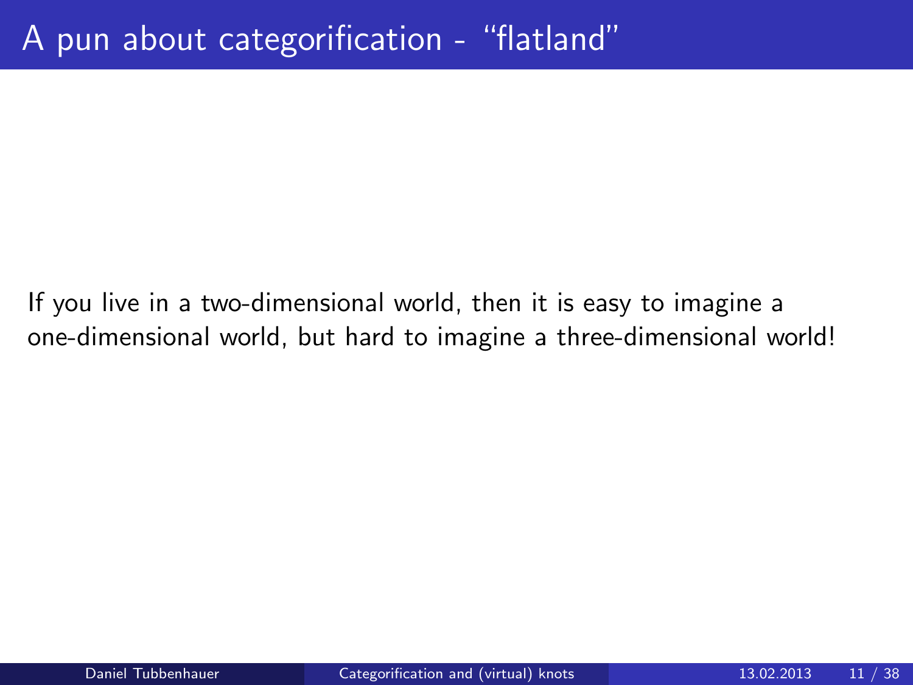# A pun about categorification - “flatland”

If you live in a two-dimensional world, then it is easy to imagine a one-dimensional world, but hard to imagine a three-dimensional world!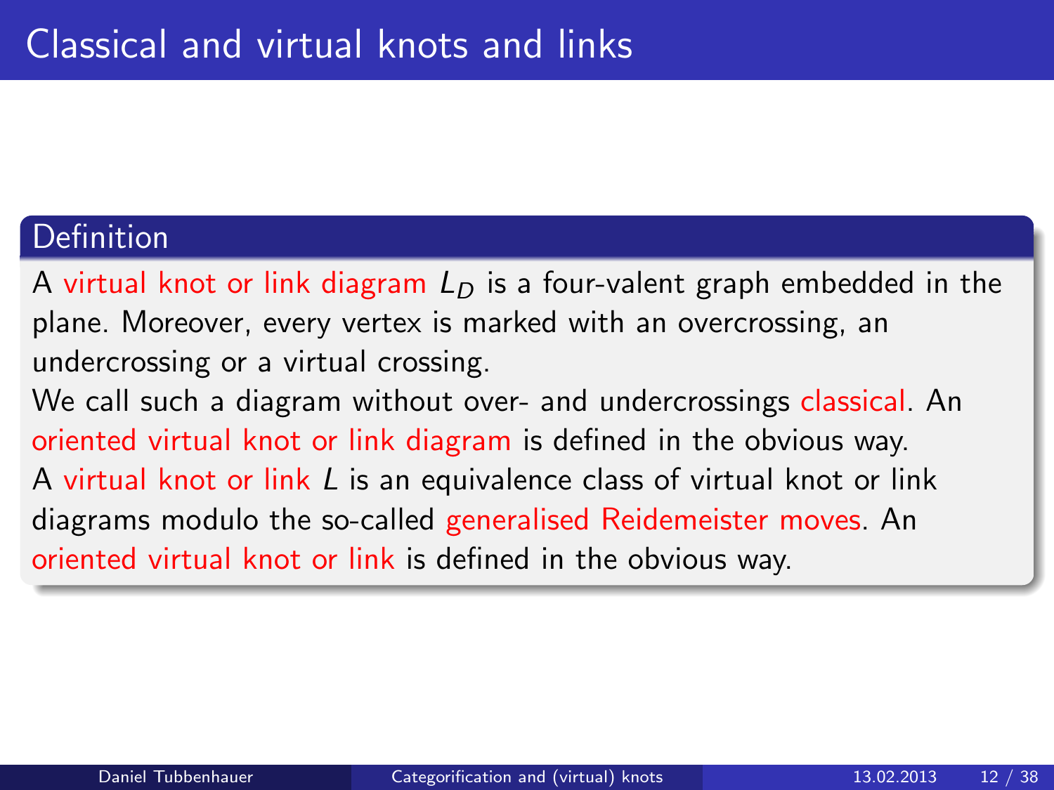# Classical and virtual knots and links

## Definition

A virtual knot or link diagram $L_D$ is a four-valent graph embedded in the plane. Moreover, every vertex is marked with an overcrossing, an undercrossing or a virtual crossing.

We call such a diagram without over- and undercrossings classical. An oriented virtual knot or link diagram is defined in the obvious way.

A virtual knot or link $L$ is an equivalence class of virtual knot or link diagrams modulo the so-called generalised Reidemeister moves. An oriented virtual knot or link is defined in the obvious way.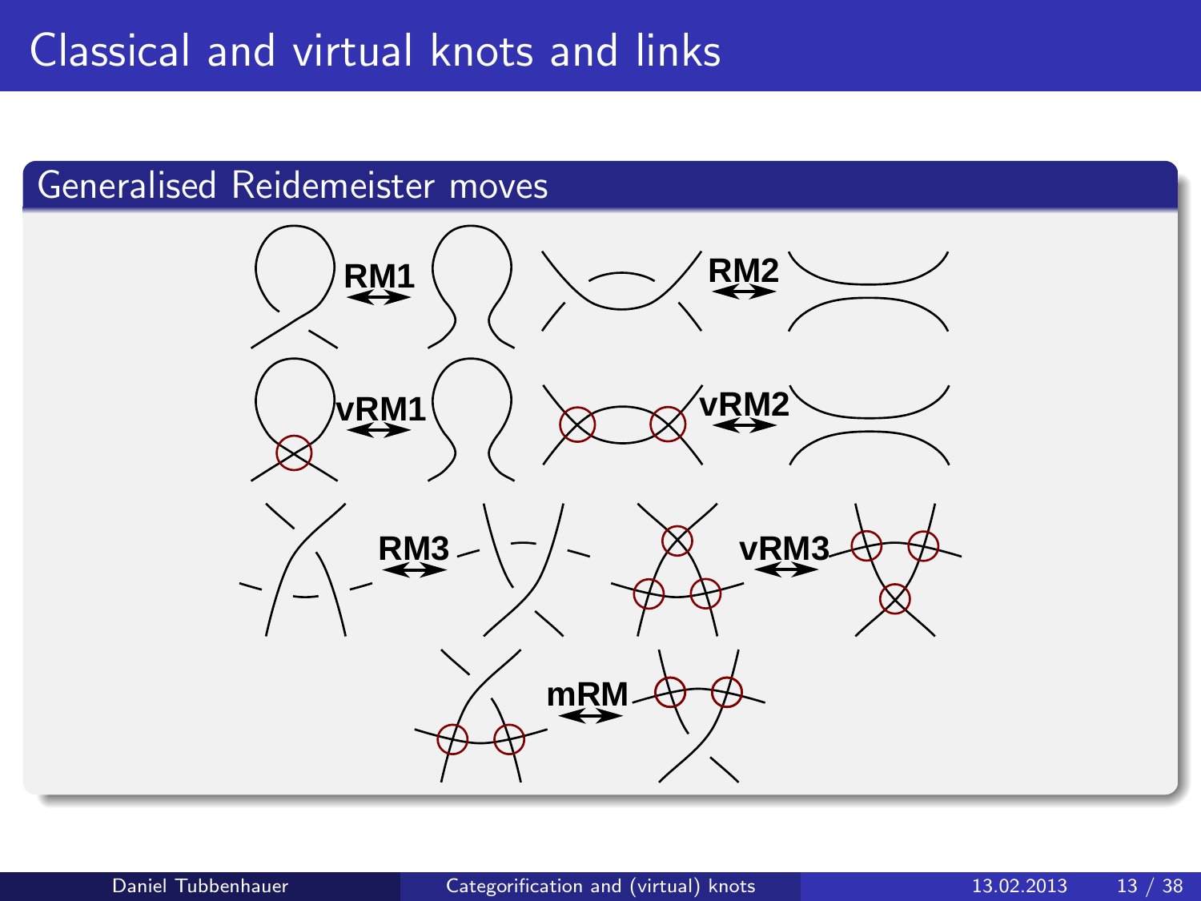# Classical and virtual knots and links

## Generalised Reidemeister moves

RM1 RM2

vRM1 vRM2

RM3 vRM3

mRM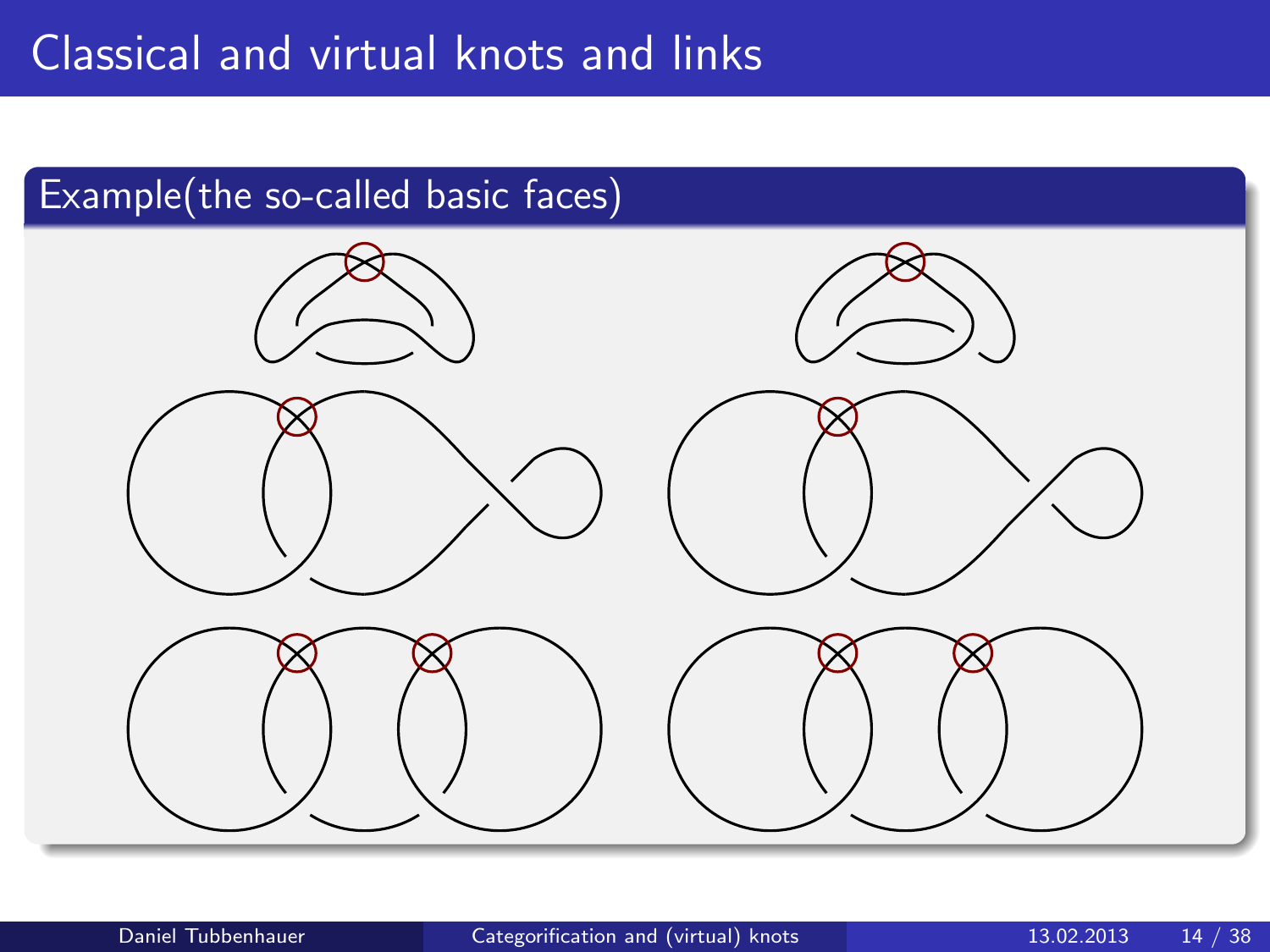# Classical and virtual knots and links

## Example(the so-called basic faces)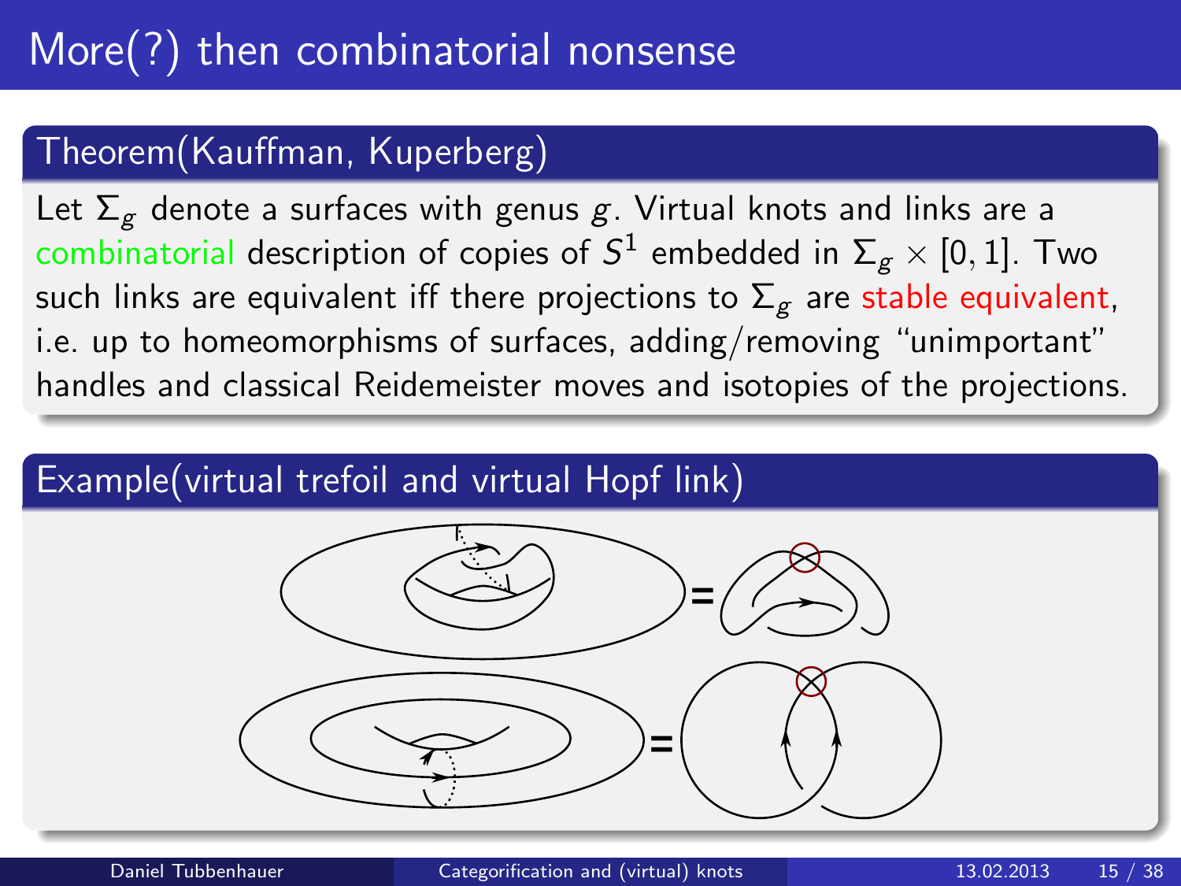# More(?) then combinatorial nonsense

### Theorem(Kauffman, Kuperberg)

Let $\Sigma_g$ denote a surfaces with genus $g$. Virtual knots and links are a combinatorial description of copies of $S^1$ embedded in $\Sigma_g \times [0,1]$. Two such links are equivalent iff there projections to $\Sigma_g$ are stable equivalent, i.e. up to homeomorphisms of surfaces, adding/removing "unimportant" handles and classical Reidemeister moves and isotopies of the projections.

### Example(virtual trefoil and virtual Hopf link)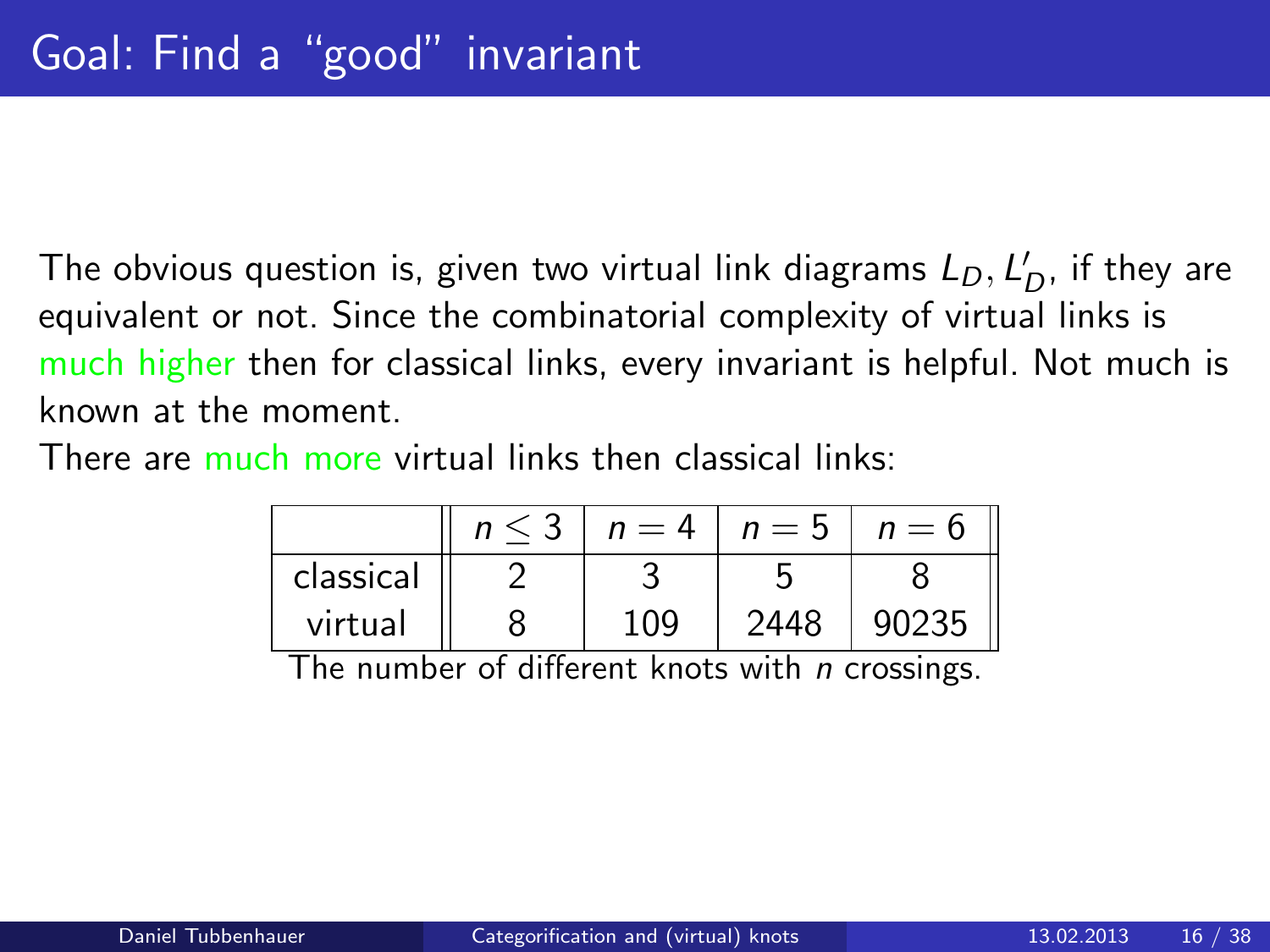# Goal: Find a "good" invariant

The obvious question is, given two virtual link diagrams $L_D, L'_D$, if they are equivalent or not. Since the combinatorial complexity of virtual links is much higher then for classical links, every invariant is helpful. Not much is known at the moment.

There are much more virtual links then classical links:

| | $n \leq 3$ | $n = 4$ | $n = 5$ | $n = 6$ |
|---|---|---|---|---|
| classical | 2 | 3 | 5 | 8 |
| virtual | 8 | 109 | 2448 | 90235 |

The number of different knots with $n$ crossings.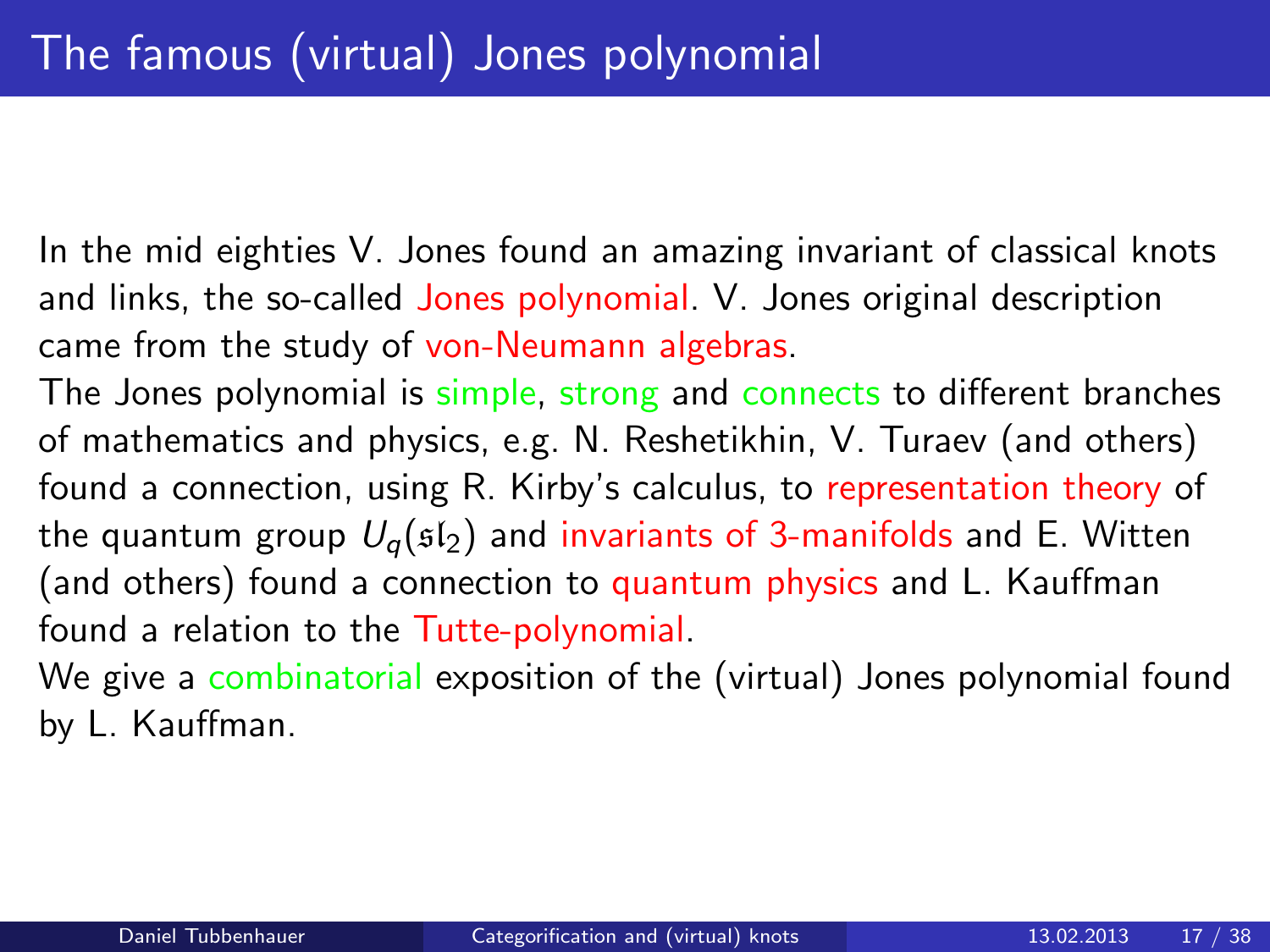# The famous (virtual) Jones polynomial

In the mid eighties V. Jones found an amazing invariant of classical knots and links, the so-called Jones polynomial. V. Jones original description came from the study of von-Neumann algebras.

The Jones polynomial is simple, strong and connects to different branches of mathematics and physics, e.g. N. Reshetikhin, V. Turaev (and others) found a connection, using R. Kirby's calculus, to representation theory of the quantum group $U_q(\mathfrak{sl}_2)$ and invariants of 3-manifolds and E. Witten (and others) found a connection to quantum physics and L. Kauffman found a relation to the Tutte-polynomial.

We give a combinatorial exposition of the (virtual) Jones polynomial found by L. Kauffman.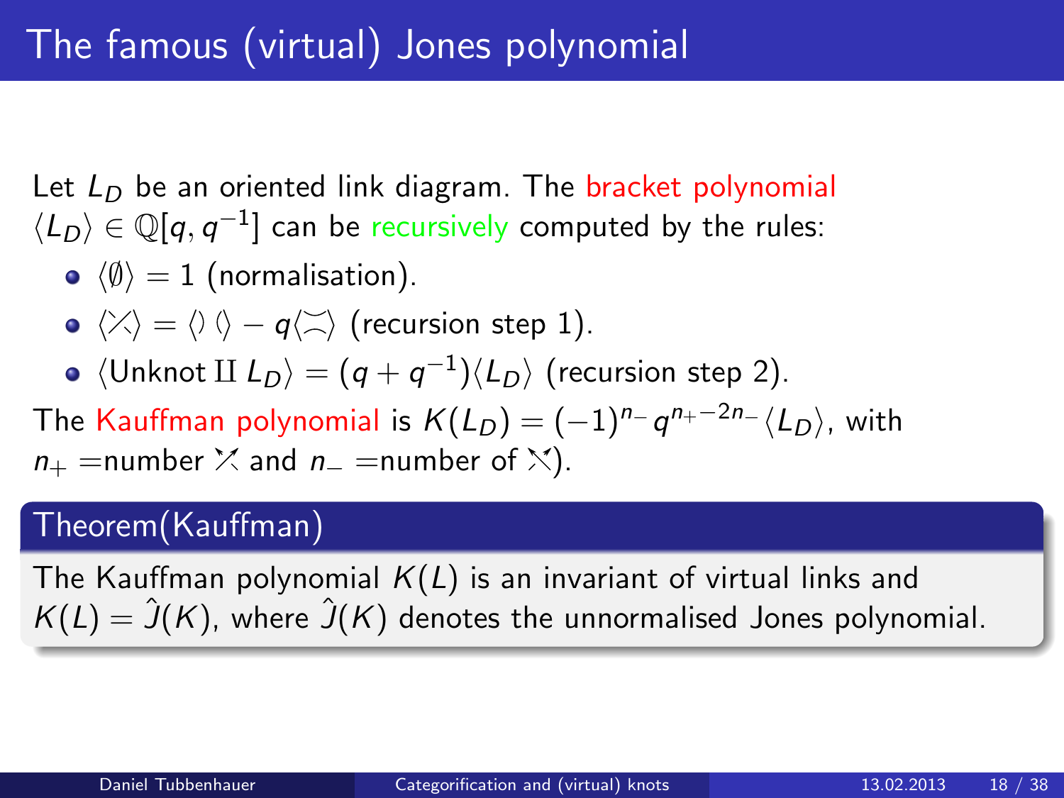# The famous (virtual) Jones polynomial

Let $L_D$ be an oriented link diagram. The bracket polynomial $\langle L_D \rangle \in \mathbb{Q}[q, q^{-1}]$ can be recursively computed by the rules:

- $\langle \emptyset \rangle = 1$ (normalisation).
- $\langle \diagup\!\!\!\diagdown \rangle = \langle \rangle \, \langle \rangle - q \langle \asymp \rangle$ (recursion step 1).
- $\langle \text{Unknot} \amalg L_D \rangle = (q + q^{-1}) \langle L_D \rangle$ (recursion step 2).

The Kauffman polynomial is $K(L_D) = (-1)^{n_-} q^{n_+ - 2n_-} \langle L_D \rangle$, with $n_+$ =number $\nearrow\!\!\!\!\nwarrow$ and $n_-$ =number of $\nwarrow\!\!\!\!\nearrow$).

**Theorem(Kauffman)**

The Kauffman polynomial $K(L)$ is an invariant of virtual links and $K(L) = \hat{J}(K)$, where $\hat{J}(K)$ denotes the unnormalised Jones polynomial.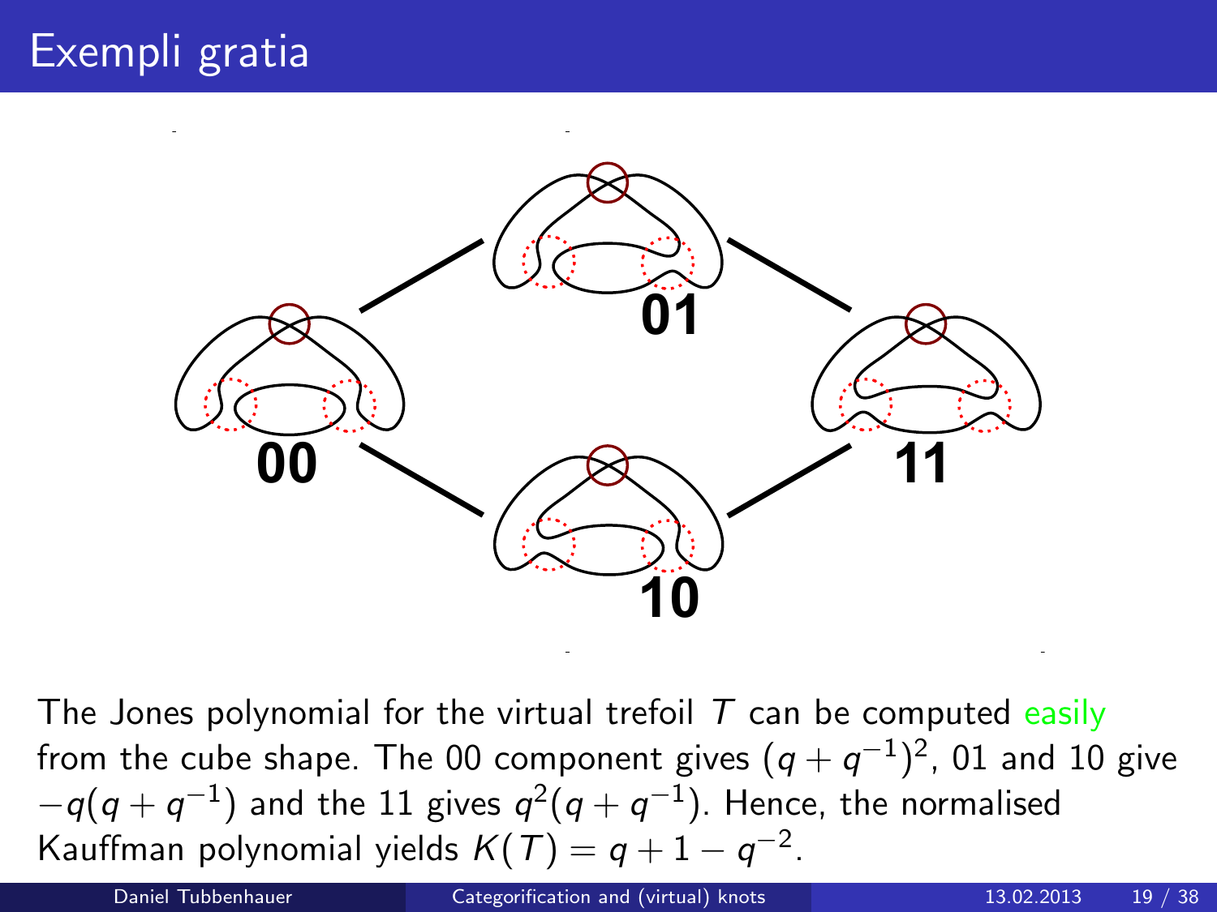# Exempli gratia

00

01

10

11

The Jones polynomial for the virtual trefoil $T$ can be computed easily from the cube shape. The 00 component gives $(q + q^{-1})^2$, 01 and 10 give $-q(q + q^{-1})$ and the 11 gives $q^2(q + q^{-1})$. Hence, the normalised Kauffman polynomial yields $K(T) = q + 1 - q^{-2}$.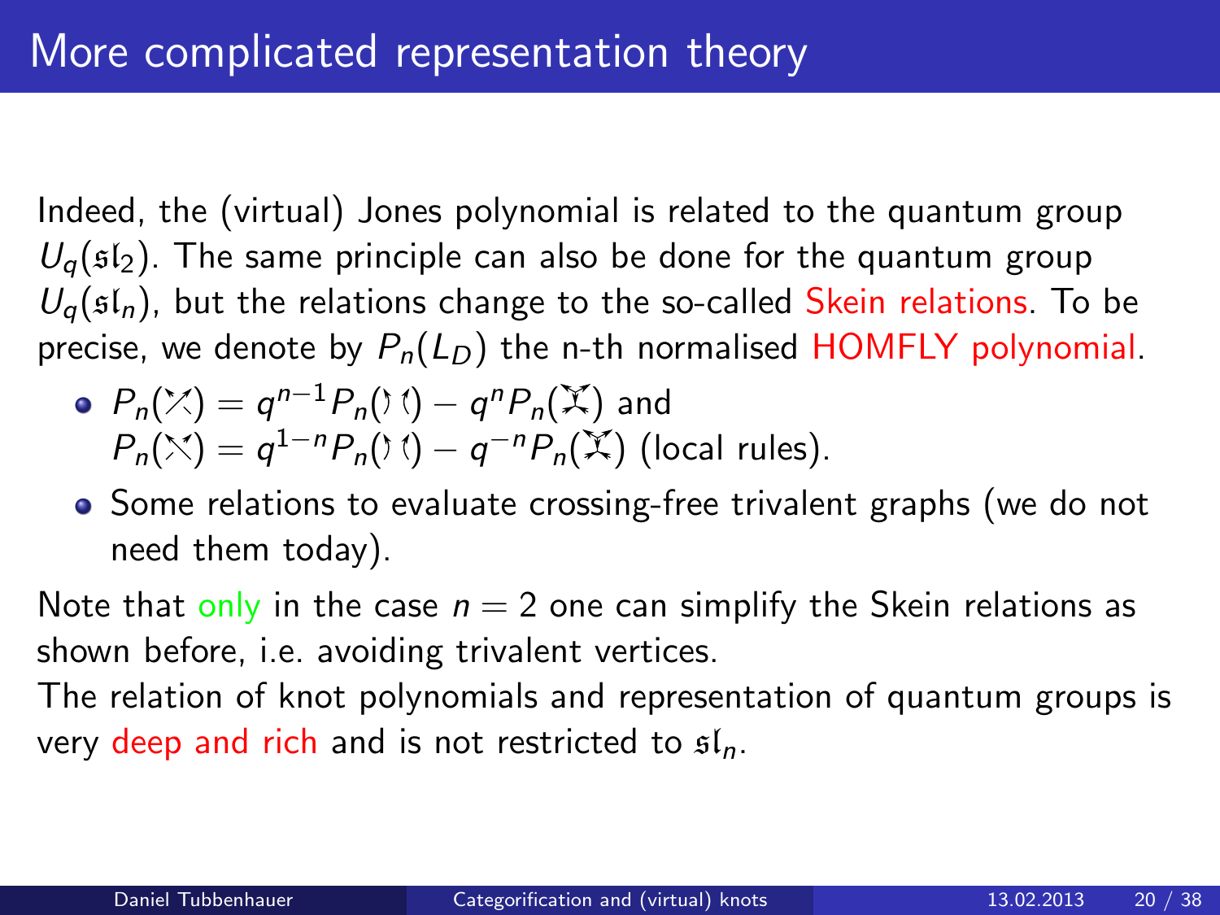# More complicated representation theory

Indeed, the (virtual) Jones polynomial is related to the quantum group $U_q(\mathfrak{sl}_2)$. The same principle can also be done for the quantum group $U_q(\mathfrak{sl}_n)$, but the relations change to the so-called Skein relations. To be precise, we denote by $P_n(L_D)$ the n-th normalised HOMFLY polynomial.

- $P_n(\diagup\!\!\!\!\diagdown) = q^{n-1}P_n(\,)\,(\,) - q^n P_n(\asymp)$ and $P_n(\diagdown\!\!\!\!\diagup) = q^{1-n}P_n(\,)\,(\,) - q^{-n} P_n(\asymp)$ (local rules).
- Some relations to evaluate crossing-free trivalent graphs (we do not need them today).

Note that only in the case $n = 2$ one can simplify the Skein relations as shown before, i.e. avoiding trivalent vertices.

The relation of knot polynomials and representation of quantum groups is very deep and rich and is not restricted to $\mathfrak{sl}_n$.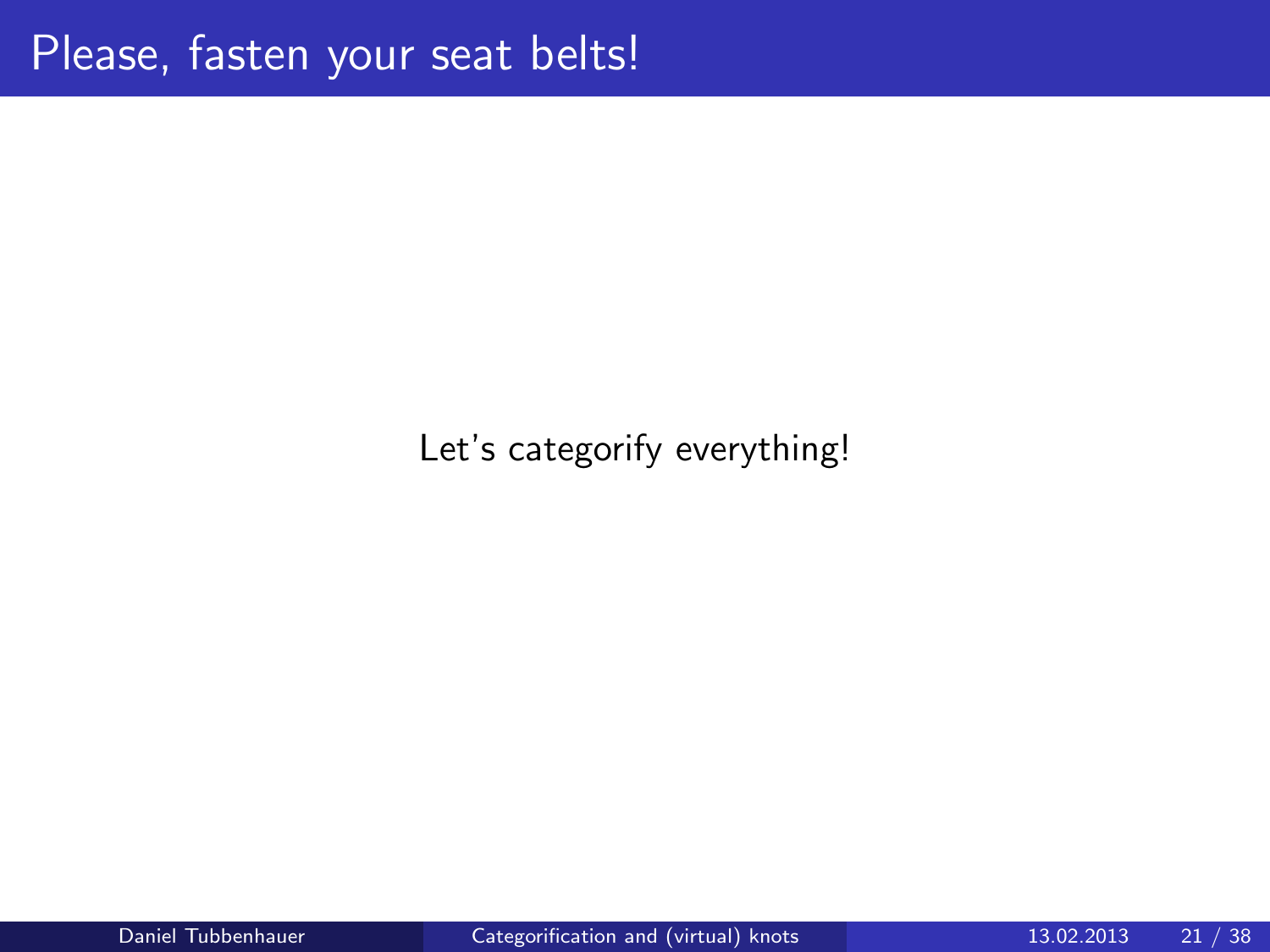# Please, fasten your seat belts!

Let's categorify everything!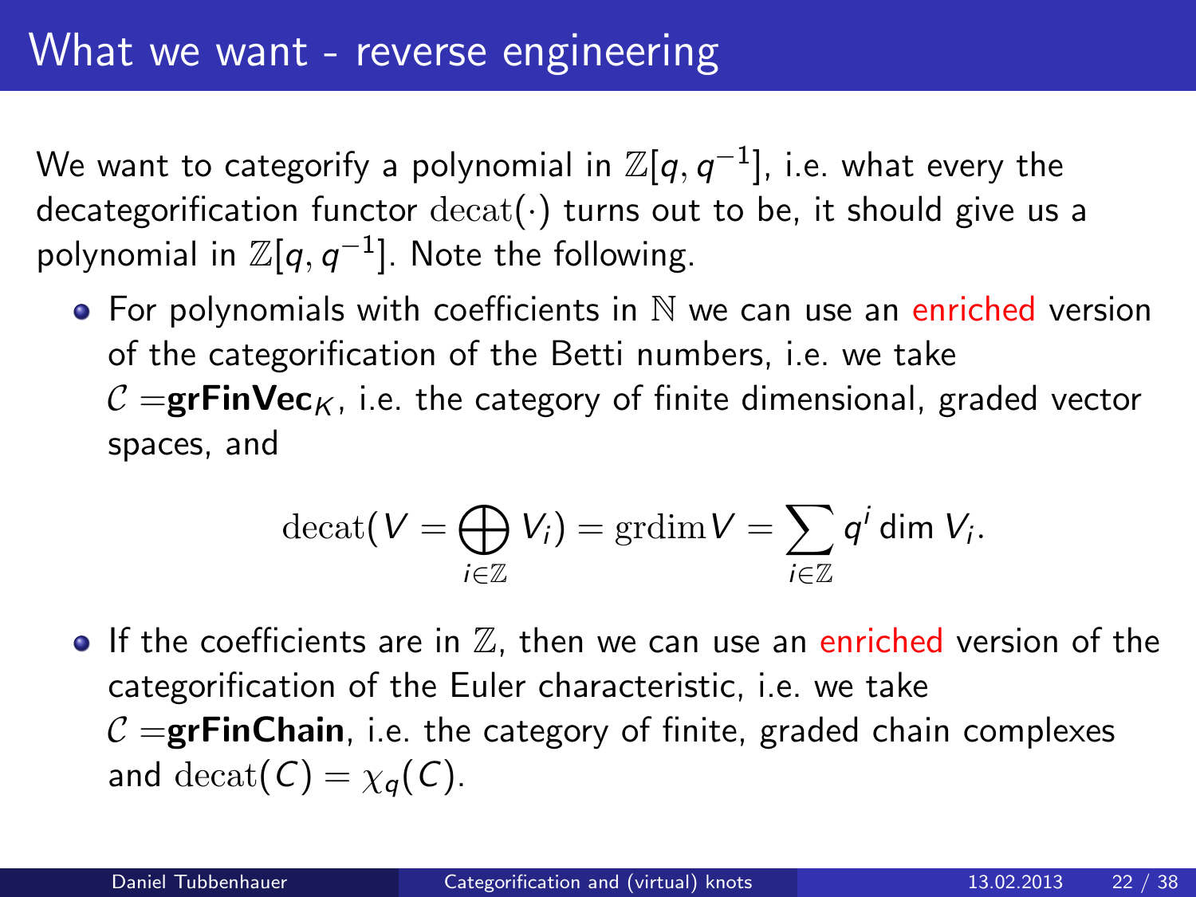# What we want - reverse engineering

We want to categorify a polynomial in $\mathbb{Z}[q, q^{-1}]$, i.e. what every the decategorification functor $\mathrm{decat}(\cdot)$ turns out to be, it should give us a polynomial in $\mathbb{Z}[q, q^{-1}]$. Note the following.

- For polynomials with coefficients in $\mathbb{N}$ we can use an enriched version of the categorification of the Betti numbers, i.e. we take $\mathcal{C} = \mathbf{grFinVec}_K$, i.e. the category of finite dimensional, graded vector spaces, and

$$\mathrm{decat}(V = \bigoplus_{i \in \mathbb{Z}} V_i) = \mathrm{grdim} V = \sum_{i \in \mathbb{Z}} q^i \dim V_i.$$

- If the coefficients are in $\mathbb{Z}$, then we can use an enriched version of the categorification of the Euler characteristic, i.e. we take $\mathcal{C} = \mathbf{grFinChain}$, i.e. the category of finite, graded chain complexes and $\mathrm{decat}(C) = \chi_q(C)$.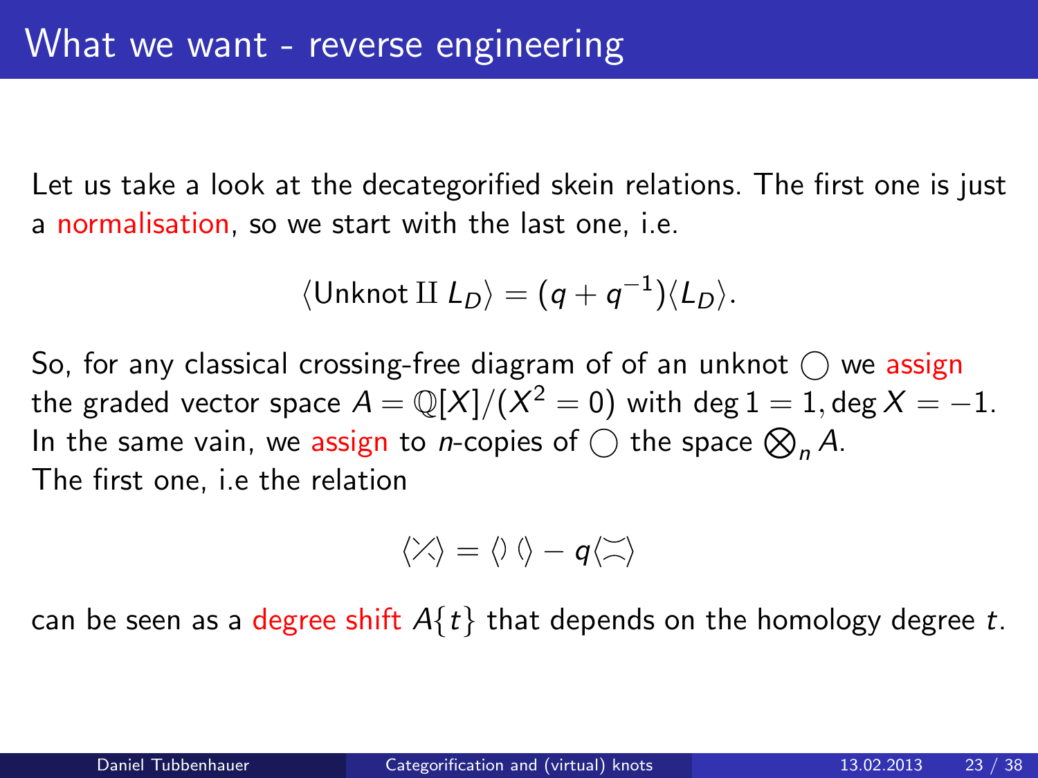# What we want - reverse engineering

Let us take a look at the decategorified skein relations. The first one is just a normalisation, so we start with the last one, i.e.

$$\langle \text{Unknot} \amalg L_D \rangle = (q + q^{-1}) \langle L_D \rangle.$$

So, for any classical crossing-free diagram of of an unknot $\bigcirc$ we assign the graded vector space $A = \mathbb{Q}[X]/(X^2 = 0)$ with $\deg 1 = 1, \deg X = -1$. In the same vain, we assign to $n$-copies of $\bigcirc$ the space $\bigotimes_n A$.
The first one, i.e the relation

$$\langle \times \rangle = \langle ) \, ( \rangle - q \langle \asymp \rangle$$

can be seen as a degree shift $A\{t\}$ that depends on the homology degree $t$.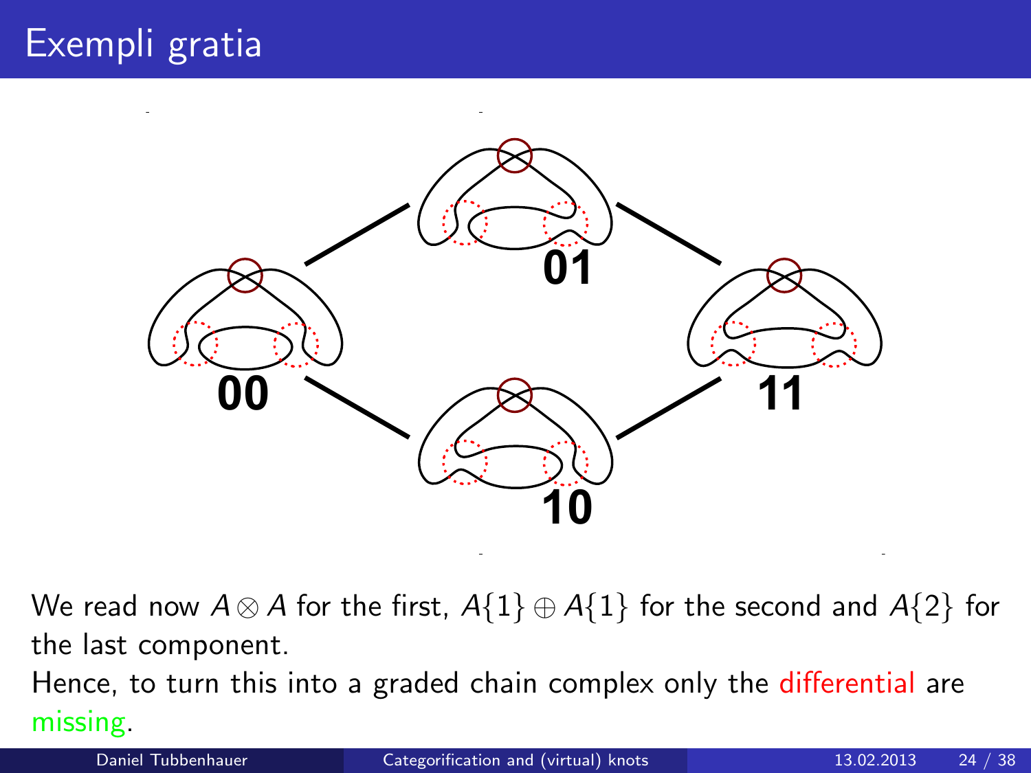# Exempli gratia

00

01

10

11

We read now $A \otimes A$ for the first, $A\{1\} \oplus A\{1\}$ for the second and $A\{2\}$ for the last component.

Hence, to turn this into a graded chain complex only the differential are missing.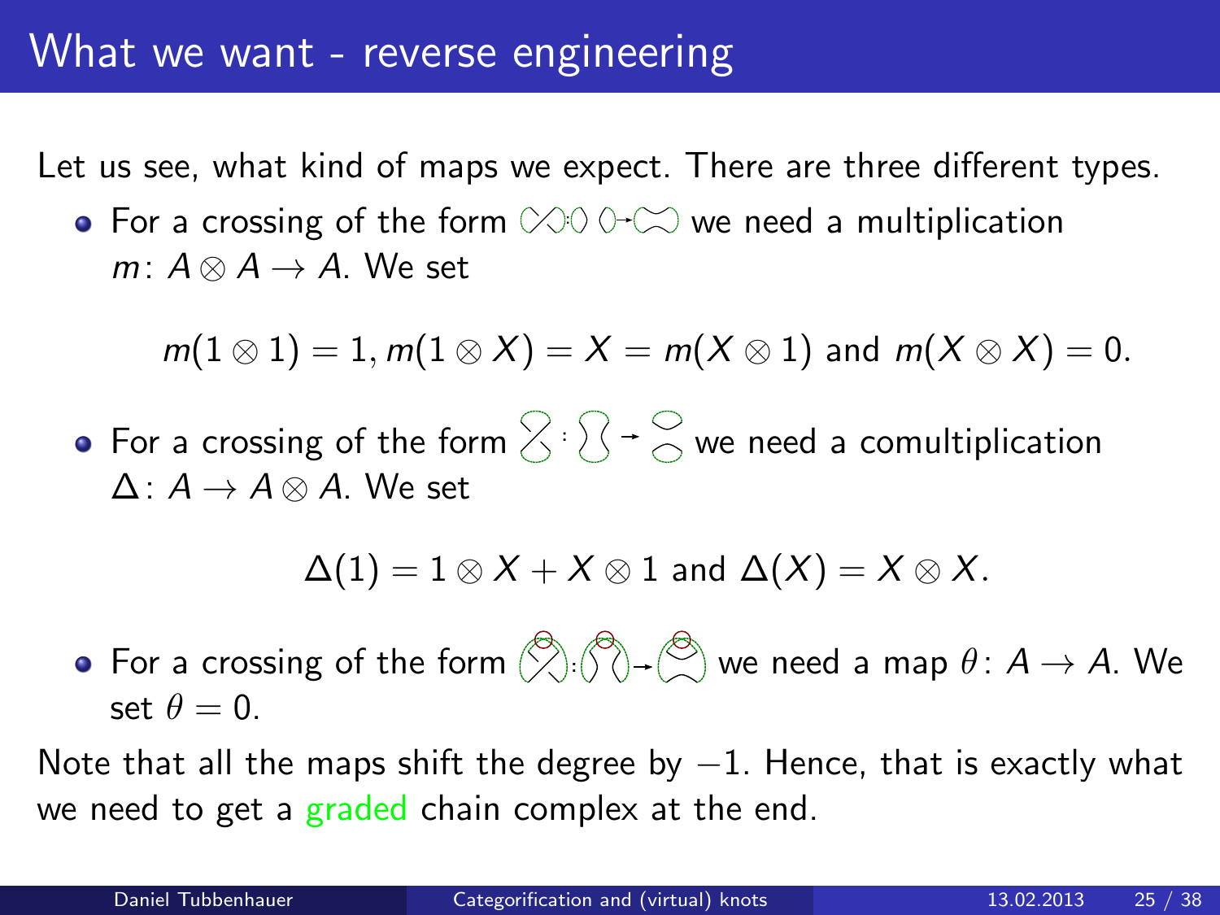# What we want - reverse engineering

Let us see, what kind of maps we expect. There are three different types.

- For a crossing of the form we need a multiplication $m\colon A \otimes A \to A$. We set

$$m(1 \otimes 1) = 1, m(1 \otimes X) = X = m(X \otimes 1) \text{ and } m(X \otimes X) = 0.$$

- For a crossing of the form we need a comultiplication $\Delta\colon A \to A \otimes A$. We set

$$\Delta(1) = 1 \otimes X + X \otimes 1 \text{ and } \Delta(X) = X \otimes X.$$

- For a crossing of the form we need a map $\theta\colon A \to A$. We set $\theta = 0$.

Note that all the maps shift the degree by $-1$. Hence, that is exactly what we need to get a graded chain complex at the end.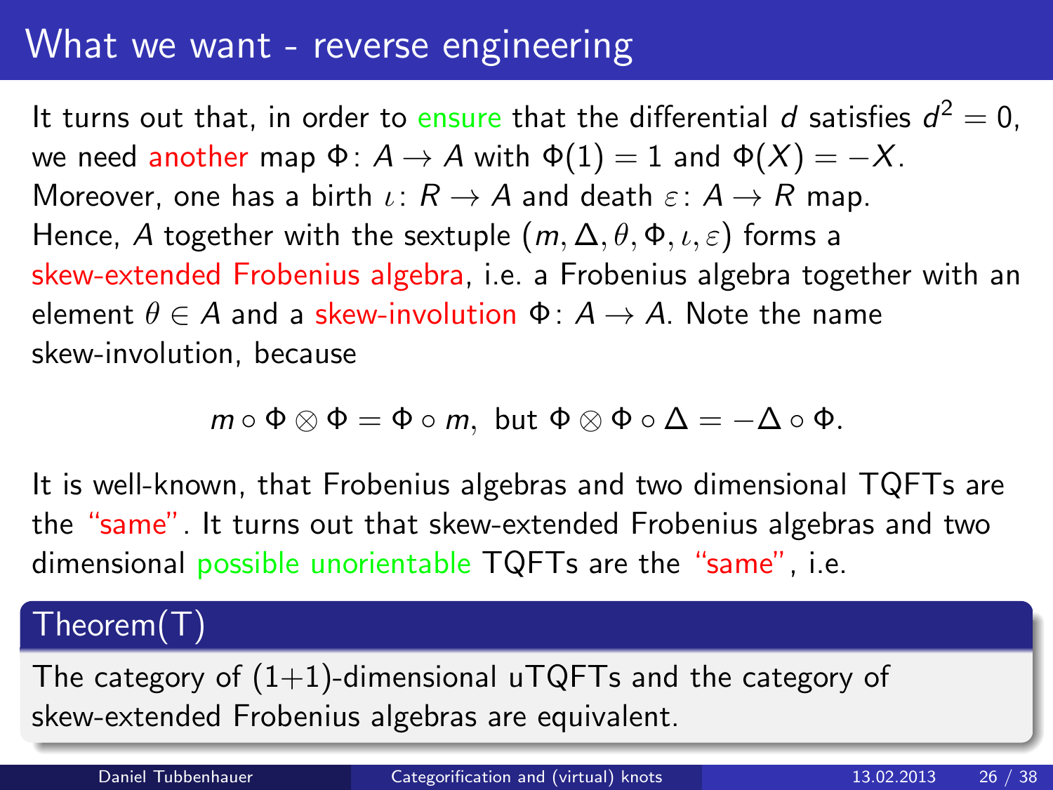# What we want - reverse engineering

It turns out that, in order to ensure that the differential $d$ satisfies $d^2 = 0$, we need another map $\Phi\colon A \to A$ with $\Phi(1) = 1$ and $\Phi(X) = -X$. Moreover, one has a birth $\iota\colon R \to A$ and death $\varepsilon\colon A \to R$ map. Hence, $A$ together with the sextuple $(m, \Delta, \theta, \Phi, \iota, \varepsilon)$ forms a skew-extended Frobenius algebra, i.e. a Frobenius algebra together with an element $\theta \in A$ and a skew-involution $\Phi\colon A \to A$. Note the name skew-involution, because

$$m \circ \Phi \otimes \Phi = \Phi \circ m, \text{ but } \Phi \otimes \Phi \circ \Delta = -\Delta \circ \Phi.$$

It is well-known, that Frobenius algebras and two dimensional TQFTs are the "same". It turns out that skew-extended Frobenius algebras and two dimensional possible unorientable TQFTs are the "same", i.e.

**Theorem(T)**

The category of (1+1)-dimensional uTQFTs and the category of skew-extended Frobenius algebras are equivalent.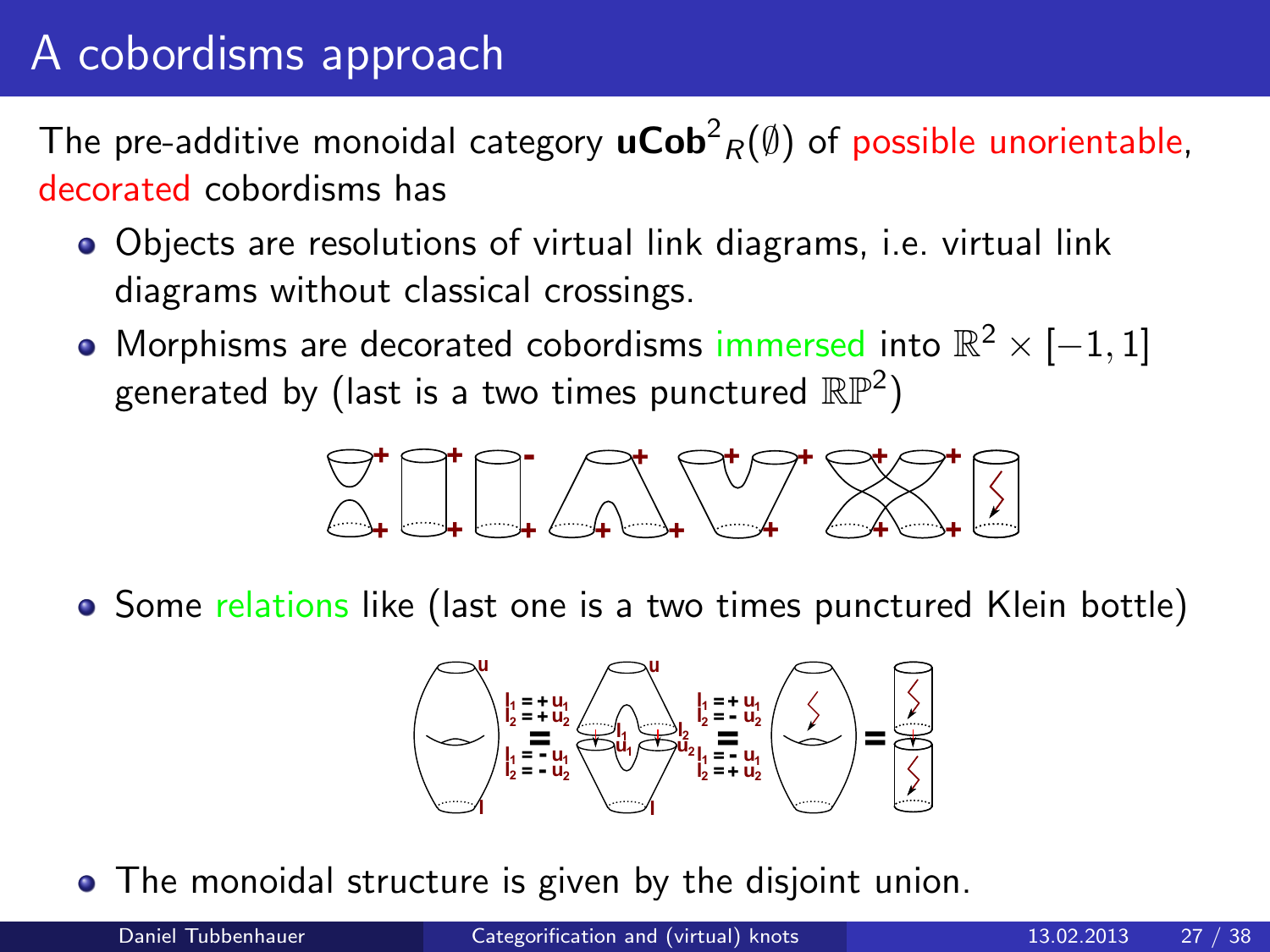# A cobordisms approach

The pre-additive monoidal category $\mathbf{uCob}^2{}_R(\emptyset)$ of possible unorientable, decorated cobordisms has

- Objects are resolutions of virtual link diagrams, i.e. virtual link diagrams without classical crossings.
- Morphisms are decorated cobordisms immersed into $\mathbb{R}^2 \times [-1, 1]$ generated by (last is a two times punctured $\mathbb{RP}^2$)
- Some relations like (last one is a two times punctured Klein bottle)
- The monoidal structure is given by the disjoint union.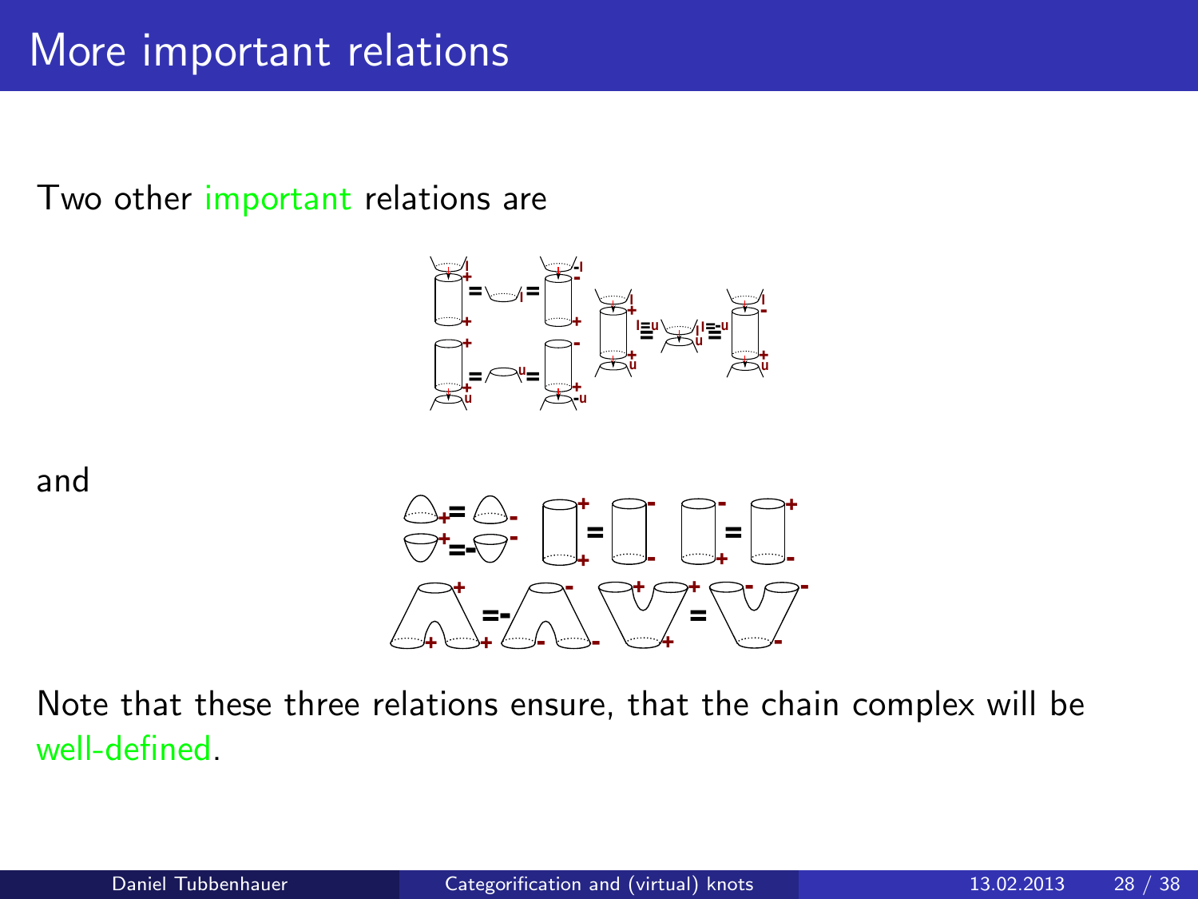# More important relations

Two other important relations are

and

Note that these three relations ensure, that the chain complex will be well-defined.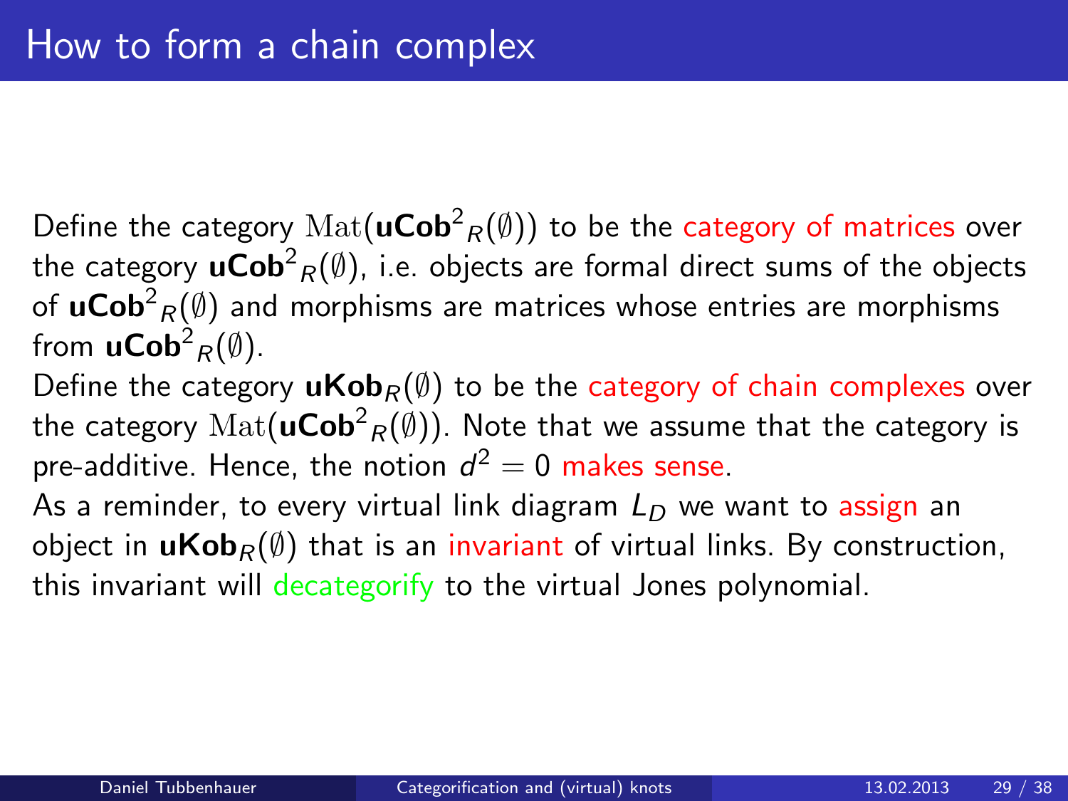# How to form a chain complex

Define the category $\mathrm{Mat}(\mathbf{uCob}^2{}_R(\emptyset))$ to be the category of matrices over the category $\mathbf{uCob}^2{}_R(\emptyset)$, i.e. objects are formal direct sums of the objects of $\mathbf{uCob}^2{}_R(\emptyset)$ and morphisms are matrices whose entries are morphisms from $\mathbf{uCob}^2{}_R(\emptyset)$.

Define the category $\mathbf{uKob}_R(\emptyset)$ to be the category of chain complexes over the category $\mathrm{Mat}(\mathbf{uCob}^2{}_R(\emptyset))$. Note that we assume that the category is pre-additive. Hence, the notion $d^2 = 0$ makes sense.

As a reminder, to every virtual link diagram $L_D$ we want to assign an object in $\mathbf{uKob}_R(\emptyset)$ that is an invariant of virtual links. By construction, this invariant will decategorify to the virtual Jones polynomial.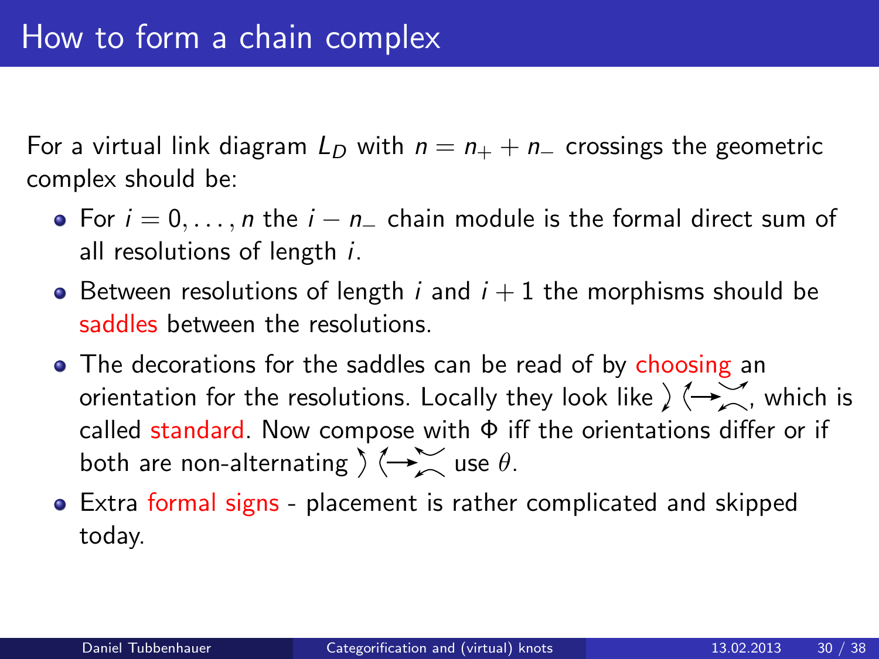# How to form a chain complex

For a virtual link diagram $L_D$ with $n = n_+ + n_-$ crossings the geometric complex should be:

- For $i = 0, \dots, n$ the $i - n_-$ chain module is the formal direct sum of all resolutions of length $i$.
- Between resolutions of length $i$ and $i + 1$ the morphisms should be saddles between the resolutions.
- The decorations for the saddles can be read of by choosing an orientation for the resolutions. Locally they look like $\rangle\,\langle \longrightarrow \asymp$, which is called standard. Now compose with $\Phi$ iff the orientations differ or if both are non-alternating $\rangle\,\langle \longrightarrow \asymp$ use $\theta$.
- Extra formal signs - placement is rather complicated and skipped today.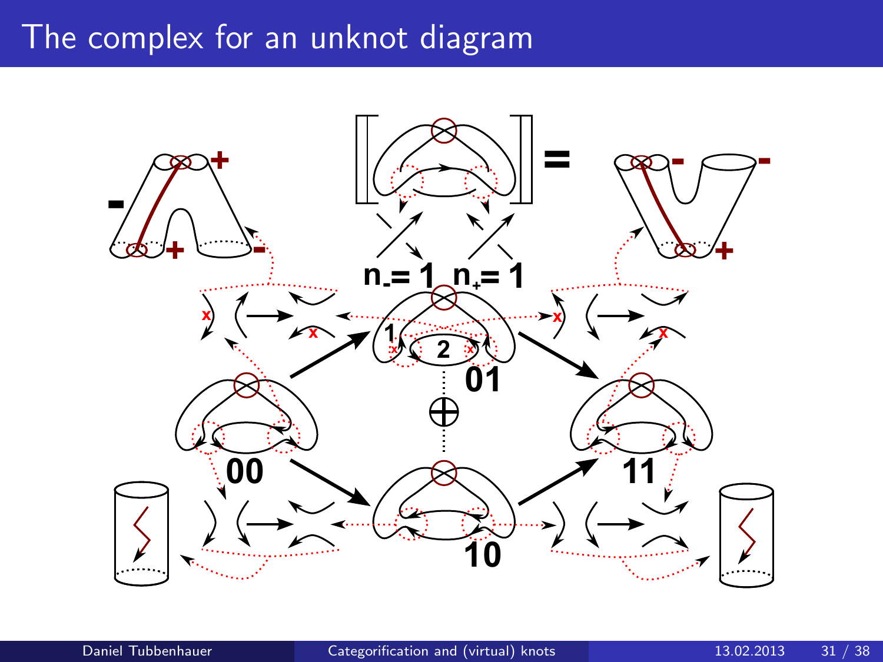# The complex for an unknot diagram

$n_- = 1 \quad n_+ = 1$

00

01

10

11

1

2

$\oplus$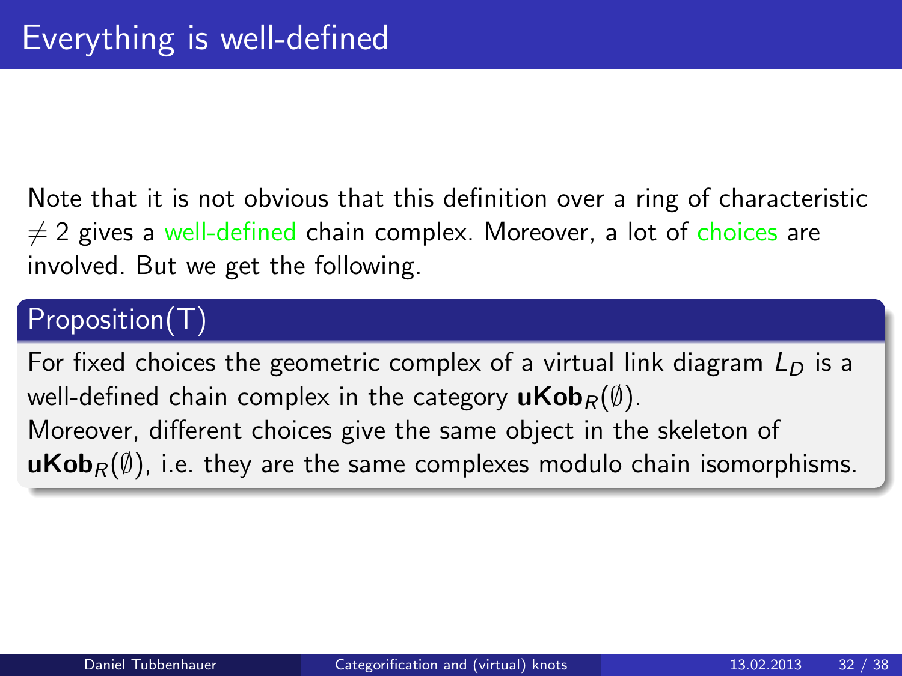# Everything is well-defined

Note that it is not obvious that this definition over a ring of characteristic $\neq 2$ gives a well-defined chain complex. Moreover, a lot of choices are involved. But we get the following.

## Proposition(T)

For fixed choices the geometric complex of a virtual link diagram $L_D$ is a well-defined chain complex in the category $\mathbf{uKob}_R(\emptyset)$.

Moreover, different choices give the same object in the skeleton of $\mathbf{uKob}_R(\emptyset)$, i.e. they are the same complexes modulo chain isomorphisms.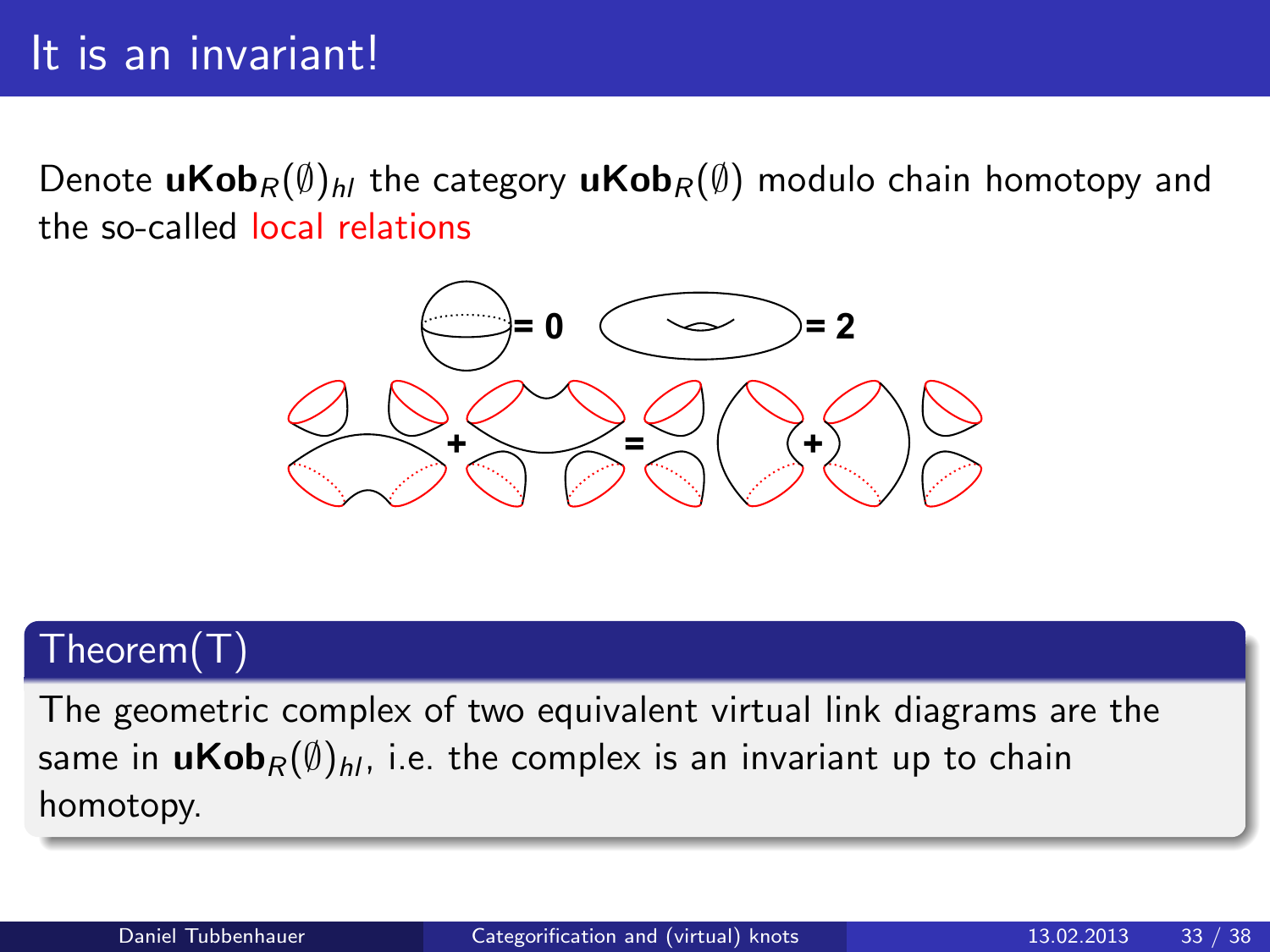# It is an invariant!

Denote $\mathbf{uKob}_R(\emptyset)_{hl}$ the category $\mathbf{uKob}_R(\emptyset)$ modulo chain homotopy and the so-called local relations

= 0 = 2

+ = +

## Theorem(T)

The geometric complex of two equivalent virtual link diagrams are the same in $\mathbf{uKob}_R(\emptyset)_{hl}$, i.e. the complex is an invariant up to chain homotopy.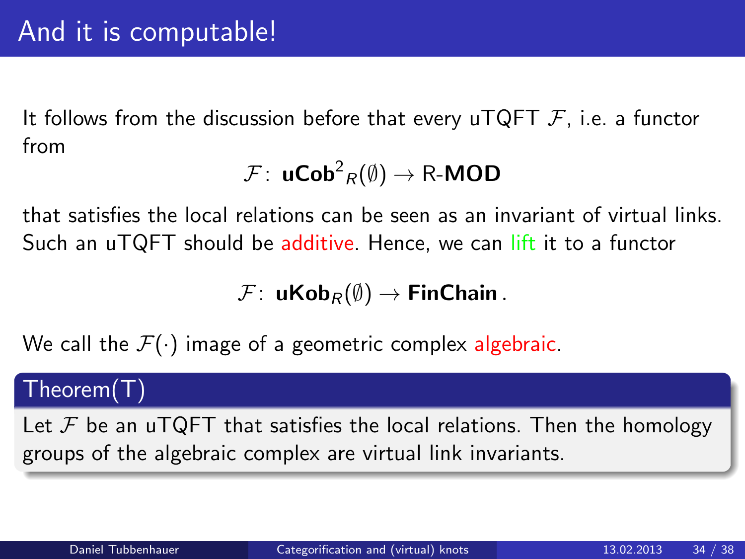# And it is computable!

It follows from the discussion before that every uTQFT $\mathcal{F}$, i.e. a functor from

$$\mathcal{F}\colon \mathbf{uCob}^2{}_R(\emptyset) \to \text{R-}\mathbf{MOD}$$

that satisfies the local relations can be seen as an invariant of virtual links. Such an uTQFT should be additive. Hence, we can lift it to a functor

$$\mathcal{F}\colon \mathbf{uKob}_R(\emptyset) \to \mathbf{FinChain}\,.$$

We call the $\mathcal{F}(\cdot)$ image of a geometric complex algebraic.

**Theorem(T)**

Let $\mathcal{F}$ be an uTQFT that satisfies the local relations. Then the homology groups of the algebraic complex are virtual link invariants.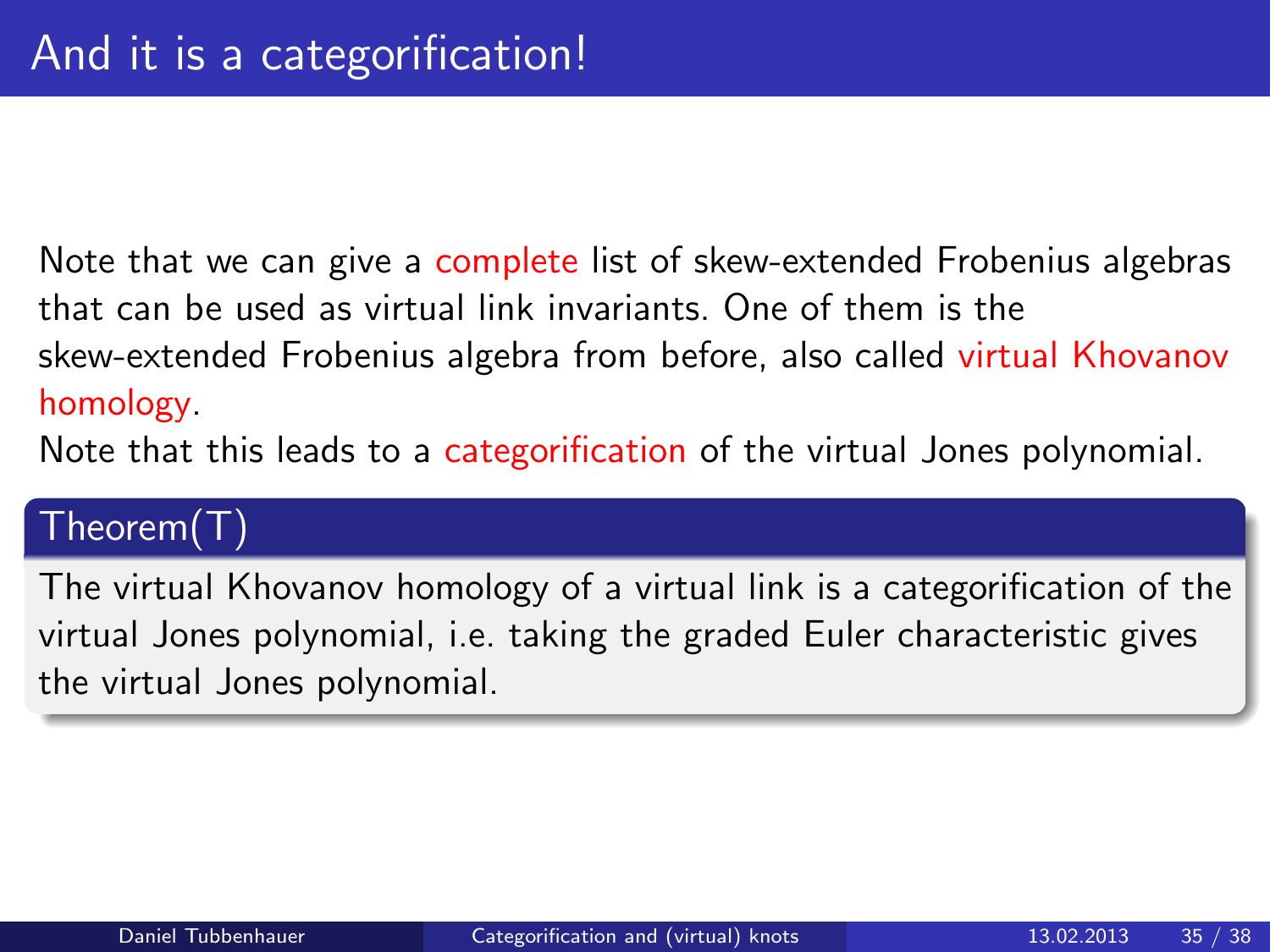# And it is a categorification!

Note that we can give a complete list of skew-extended Frobenius algebras that can be used as virtual link invariants. One of them is the skew-extended Frobenius algebra from before, also called virtual Khovanov homology.

Note that this leads to a categorification of the virtual Jones polynomial.

**Theorem(T)**

The virtual Khovanov homology of a virtual link is a categorification of the virtual Jones polynomial, i.e. taking the graded Euler characteristic gives the virtual Jones polynomial.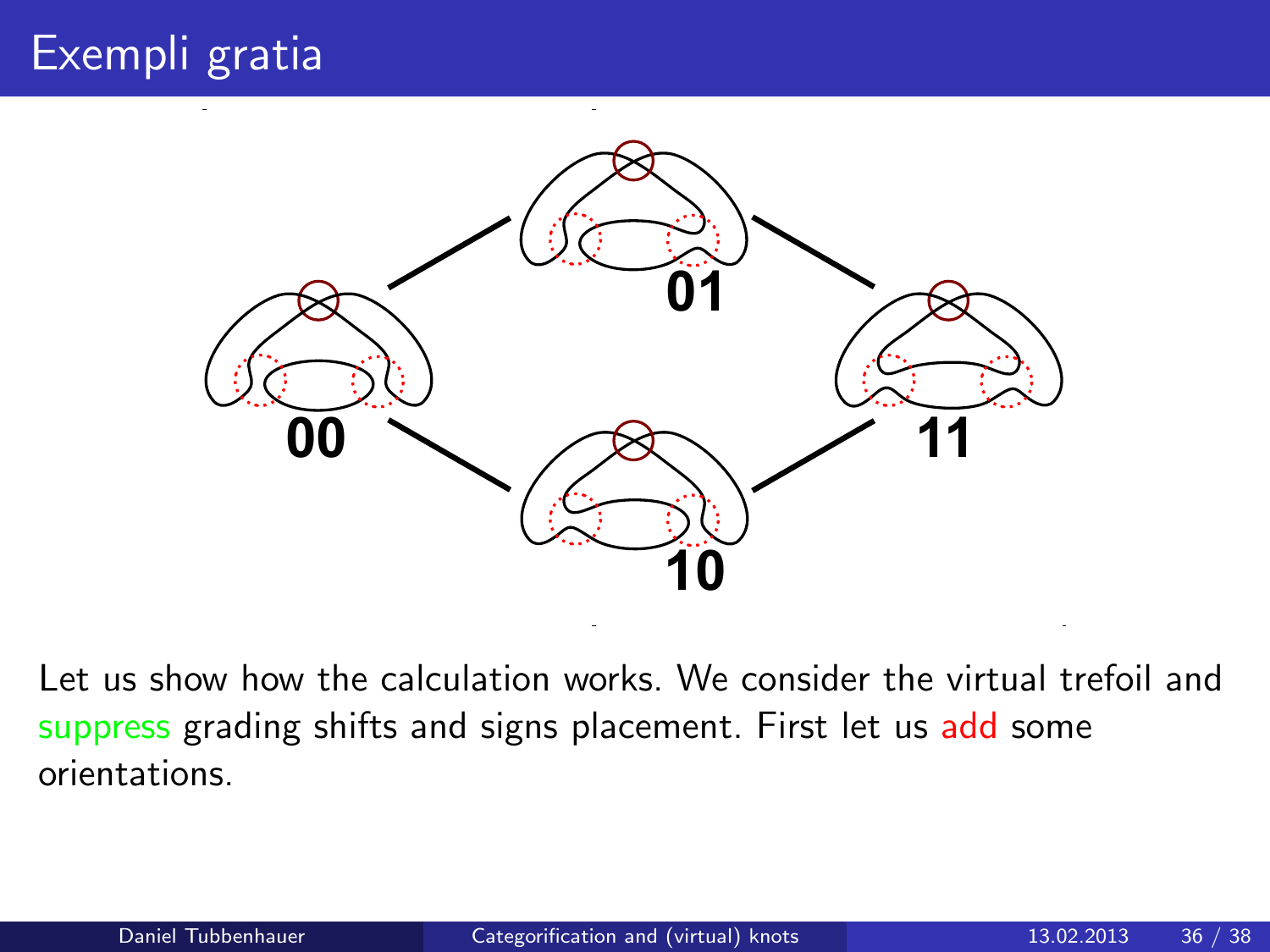# Exempli gratia

00

01

10

11

Let us show how the calculation works. We consider the virtual trefoil and suppress grading shifts and signs placement. First let us add some orientations.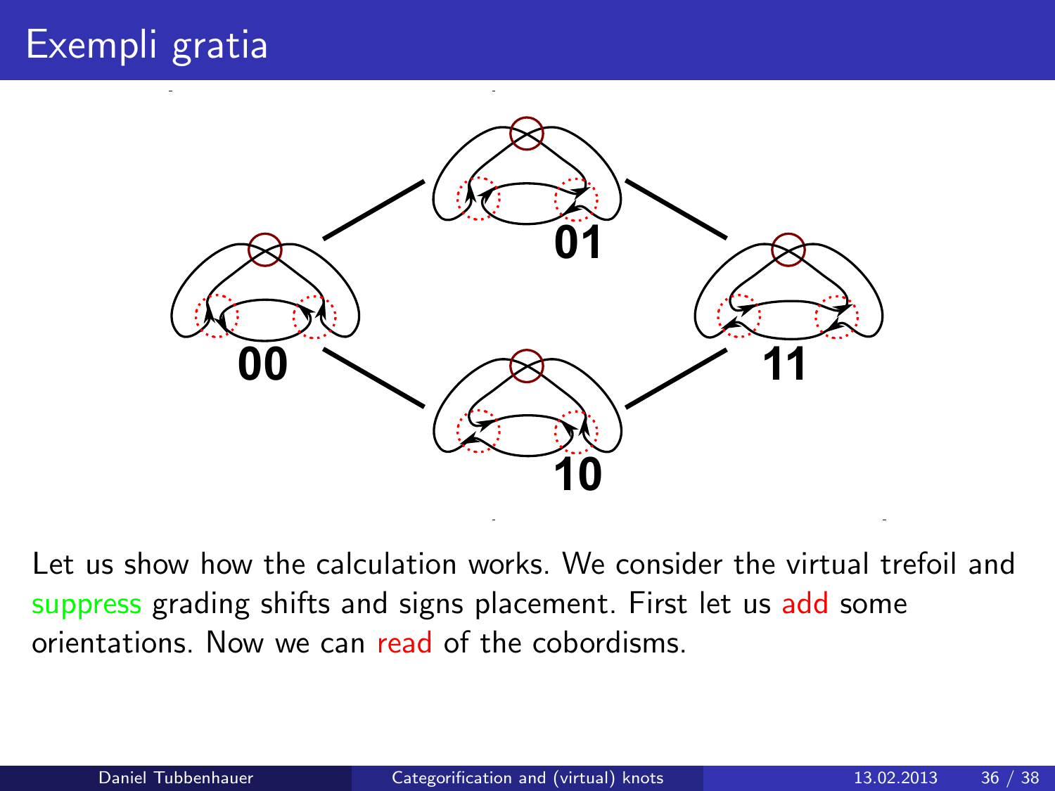# Exempli gratia

**00** **01** **10** **11**

Let us show how the calculation works. We consider the virtual trefoil and suppress grading shifts and signs placement. First let us add some orientations. Now we can read of the cobordisms.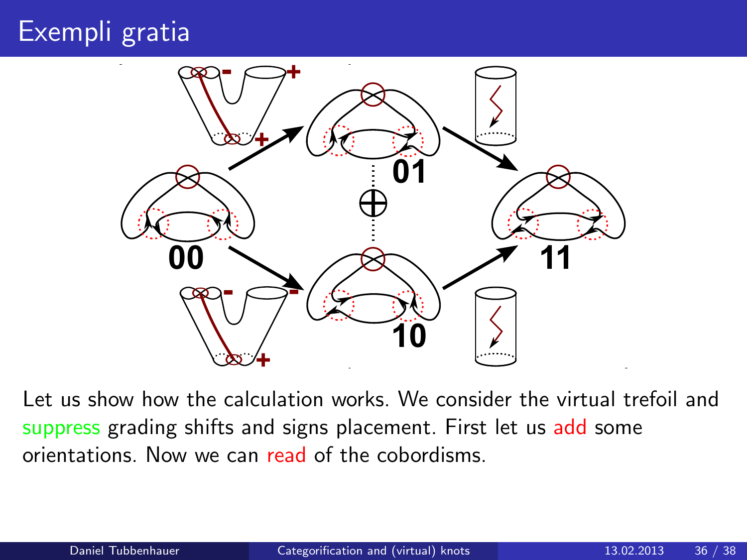# Exempli gratia

Let us show how the calculation works. We consider the virtual trefoil and suppress grading shifts and signs placement. First let us add some orientations. Now we can read of the cobordisms.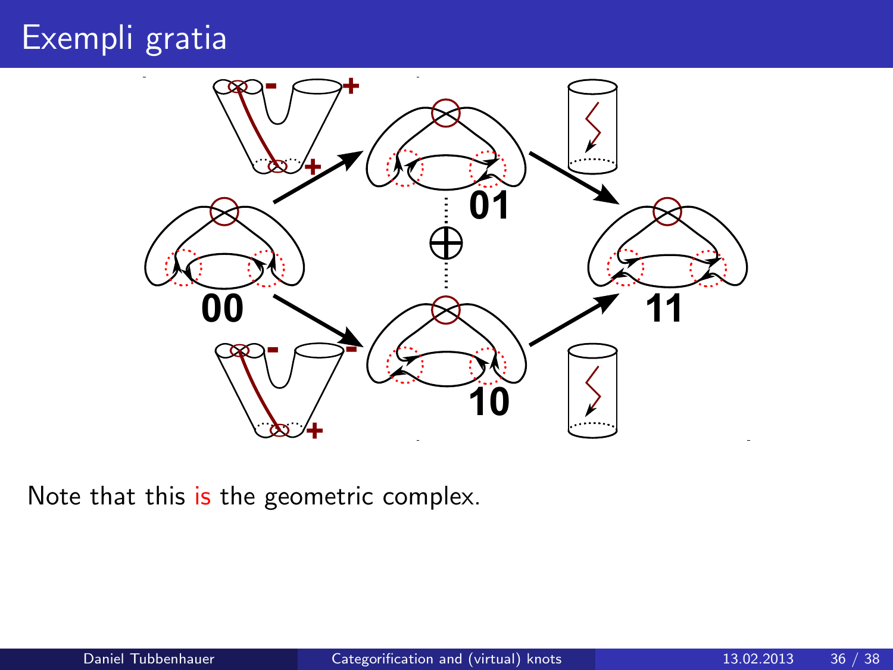# Exempli gratia

Note that this is the geometric complex.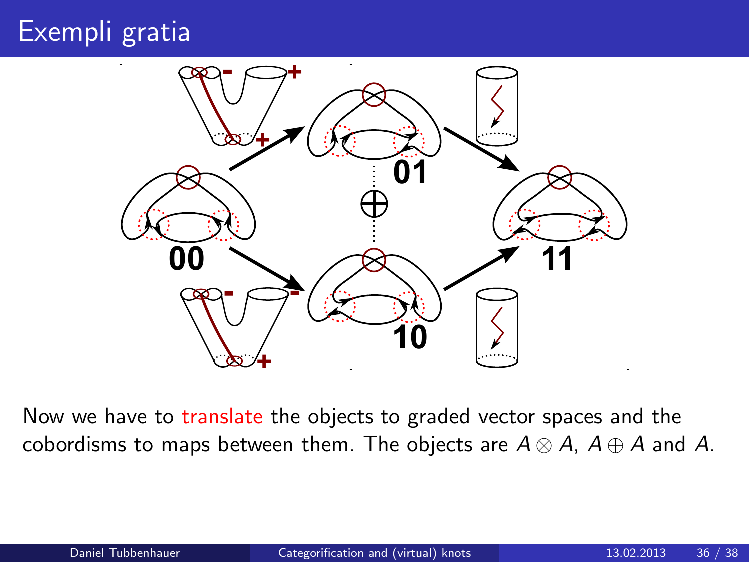# Exempli gratia

Now we have to translate the objects to graded vector spaces and the cobordisms to maps between them. The objects are $A \otimes A$, $A \oplus A$ and $A$.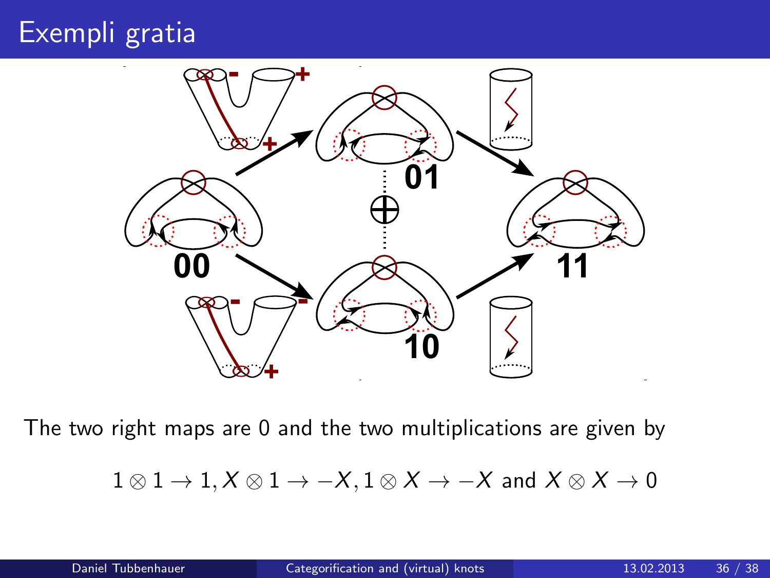# Exempli gratia

The two right maps are 0 and the two multiplications are given by

$$1 \otimes 1 \to 1, X \otimes 1 \to -X, 1 \otimes X \to -X \text{ and } X \otimes X \to 0$$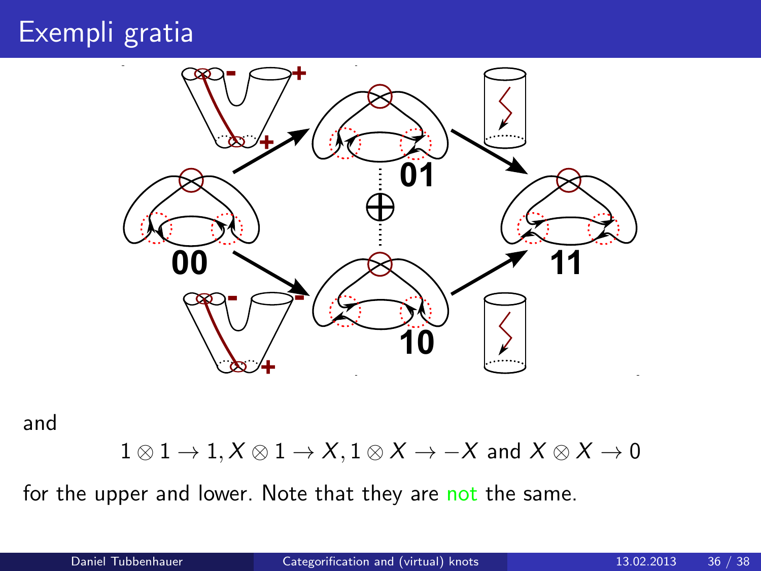# Exempli gratia

and

$$1 \otimes 1 \to 1, X \otimes 1 \to X, 1 \otimes X \to -X \text{ and } X \otimes X \to 0$$

for the upper and lower. Note that they are not the same.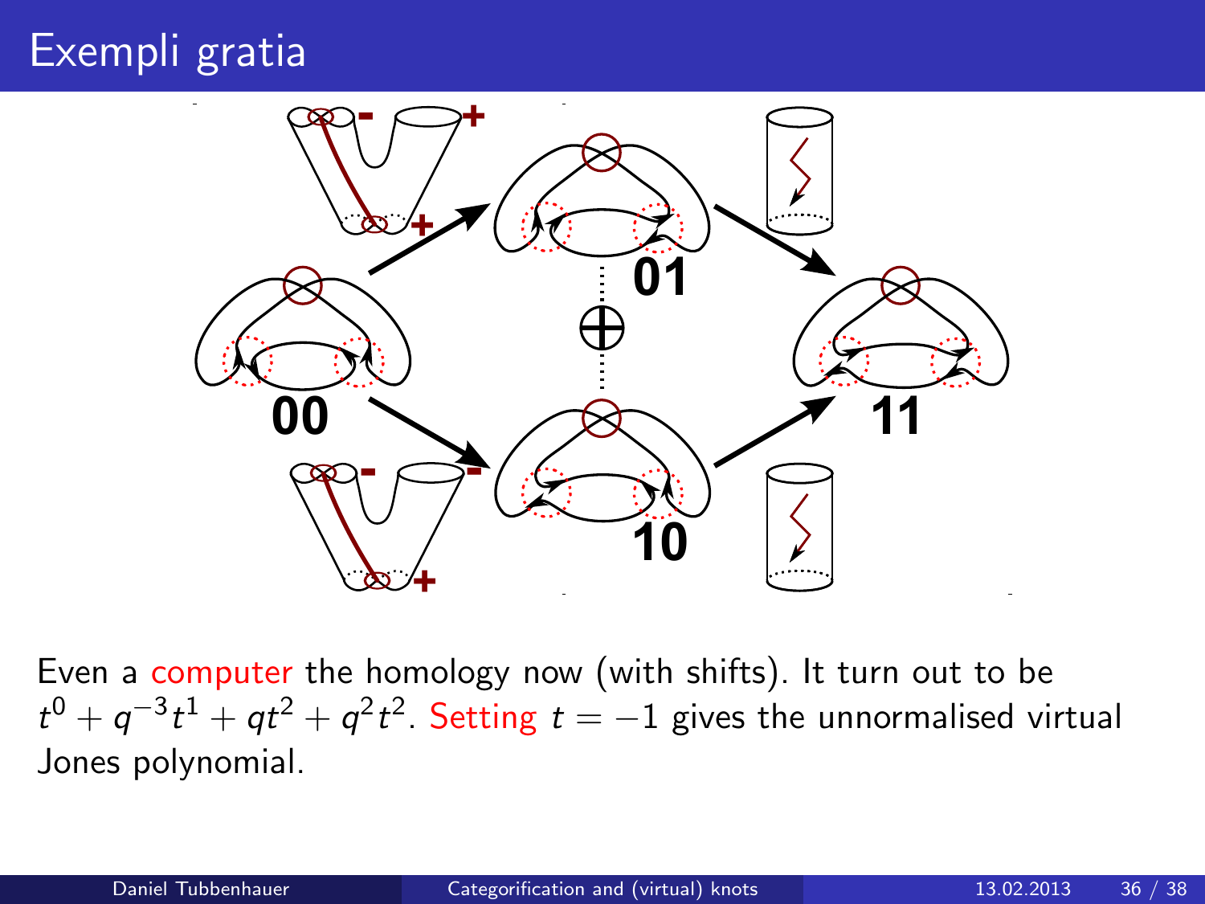# Exempli gratia

Even a computer the homology now (with shifts). It turn out to be $t^0 + q^{-3}t^1 + qt^2 + q^2t^2$. Setting $t = -1$ gives the unnormalised virtual Jones polynomial.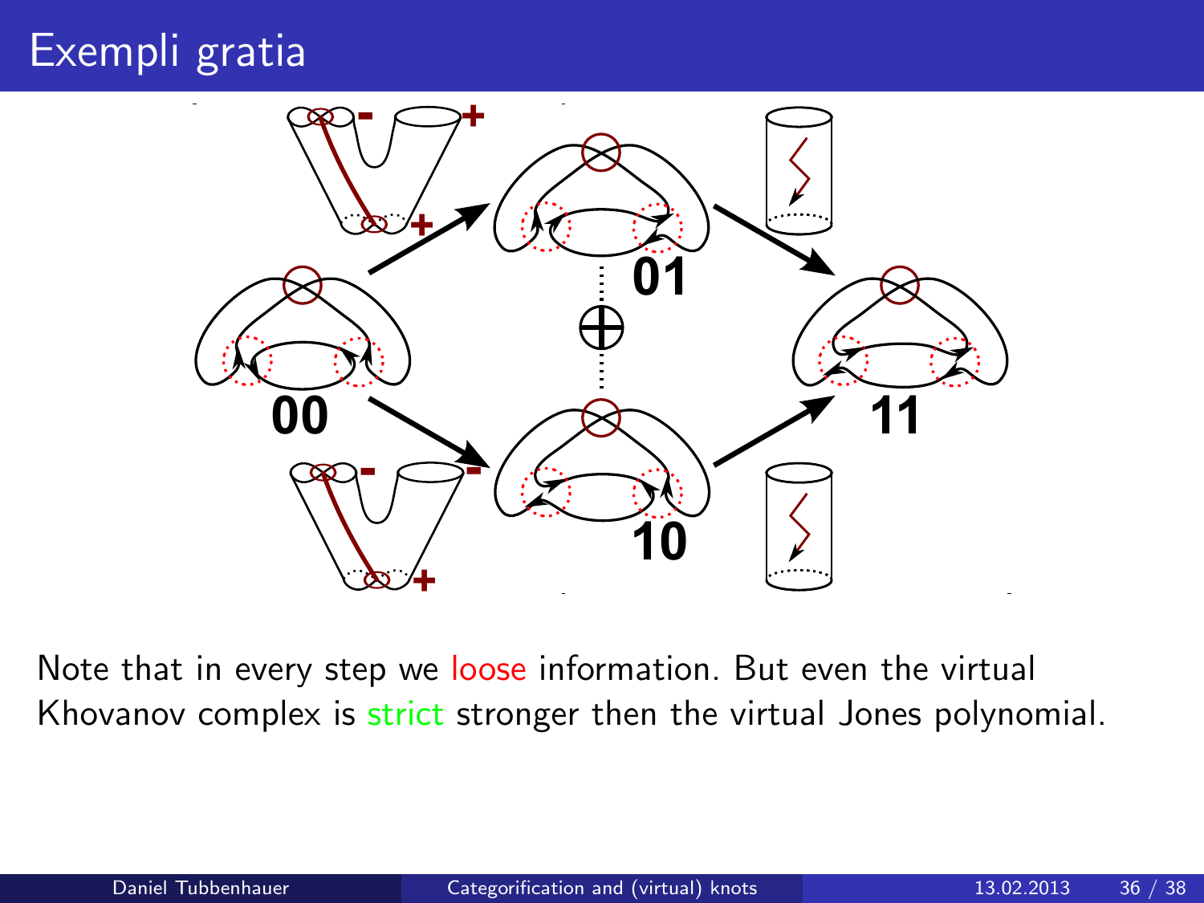# Exempli gratia

Note that in every step we loose information. But even the virtual Khovanov complex is strict stronger then the virtual Jones polynomial.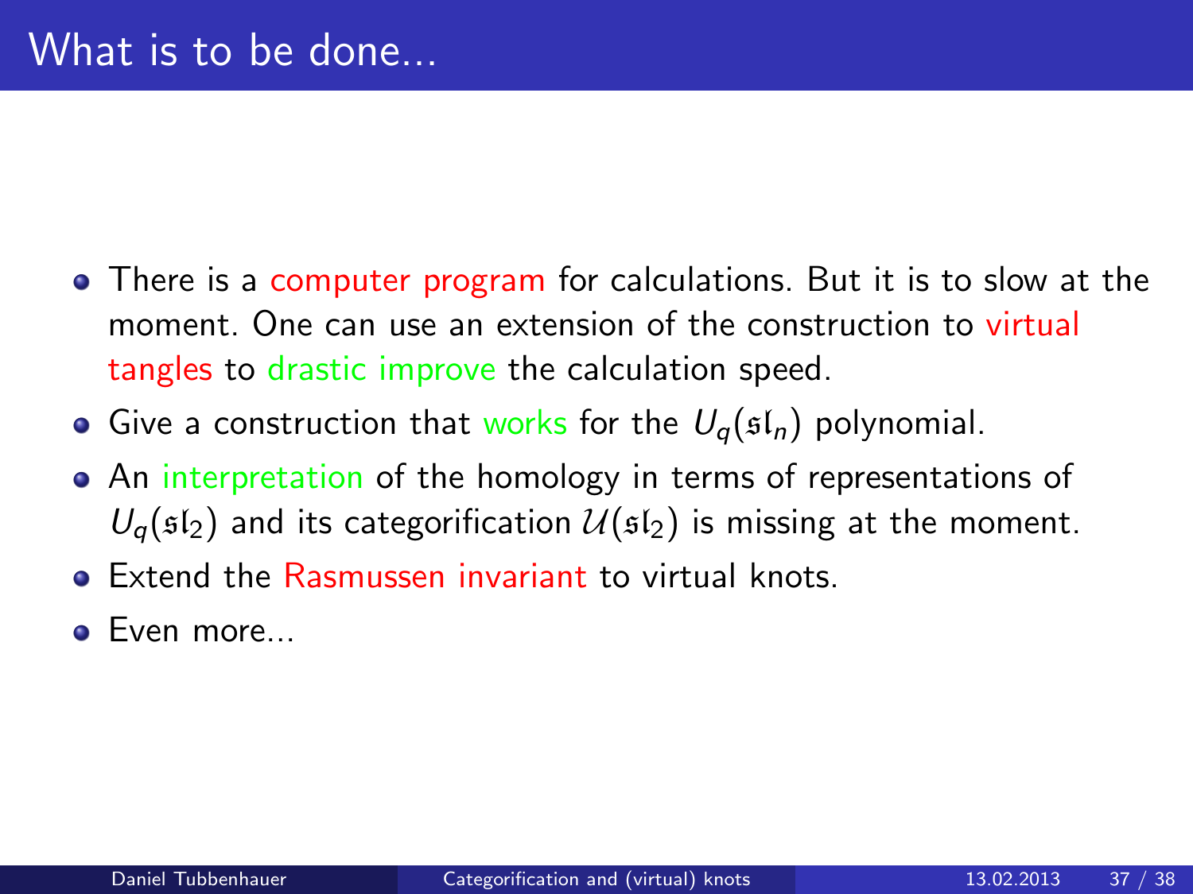# What is to be done...

- There is a computer program for calculations. But it is to slow at the moment. One can use an extension of the construction to virtual tangles to drastic improve the calculation speed.
- Give a construction that works for the $U_q(\mathfrak{sl}_n)$ polynomial.
- An interpretation of the homology in terms of representations of $U_q(\mathfrak{sl}_2)$ and its categorification $\mathcal{U}(\mathfrak{sl}_2)$ is missing at the moment.
- Extend the Rasmussen invariant to virtual knots.
- Even more...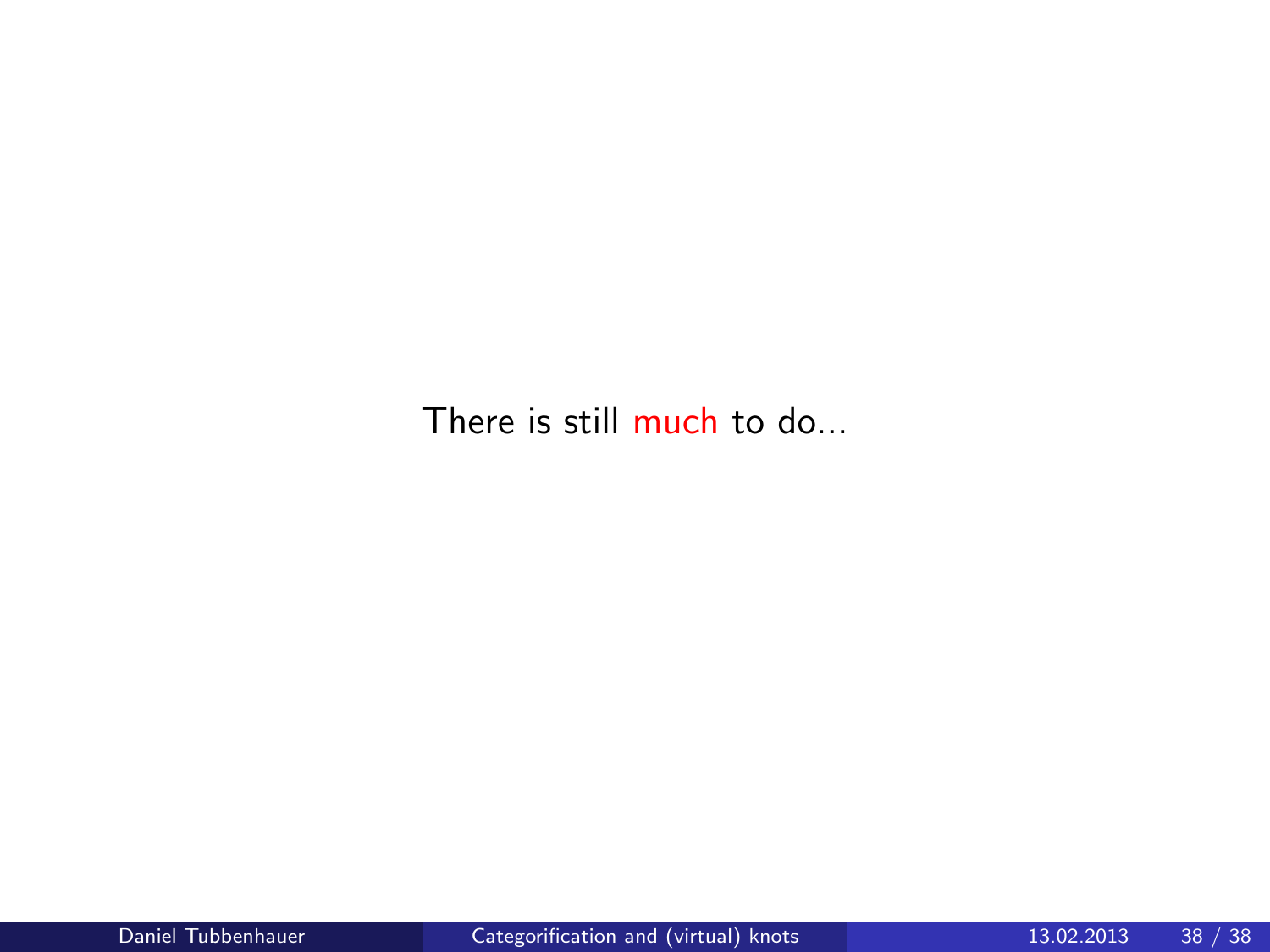There is still much to do...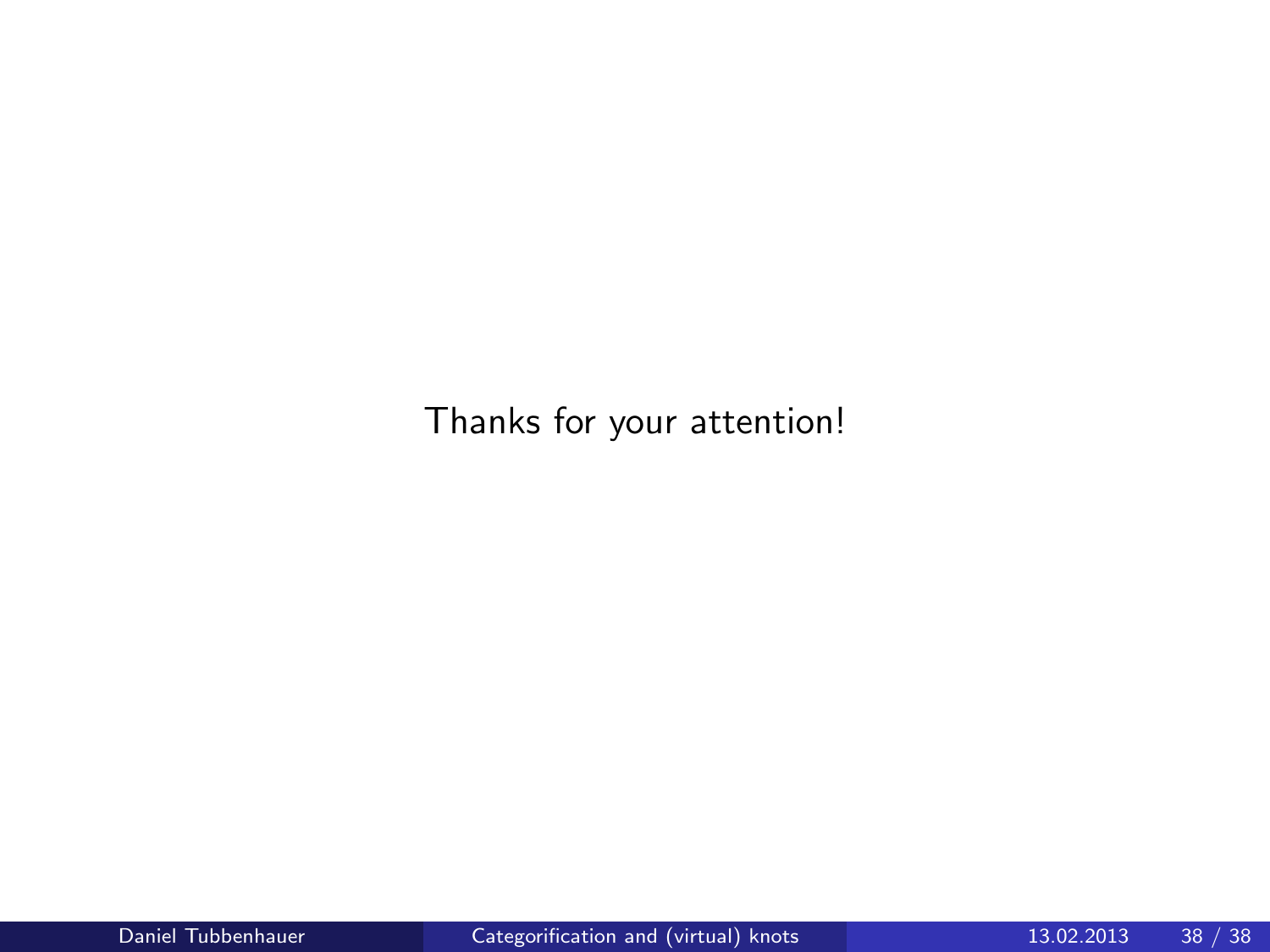Thanks for your attention!